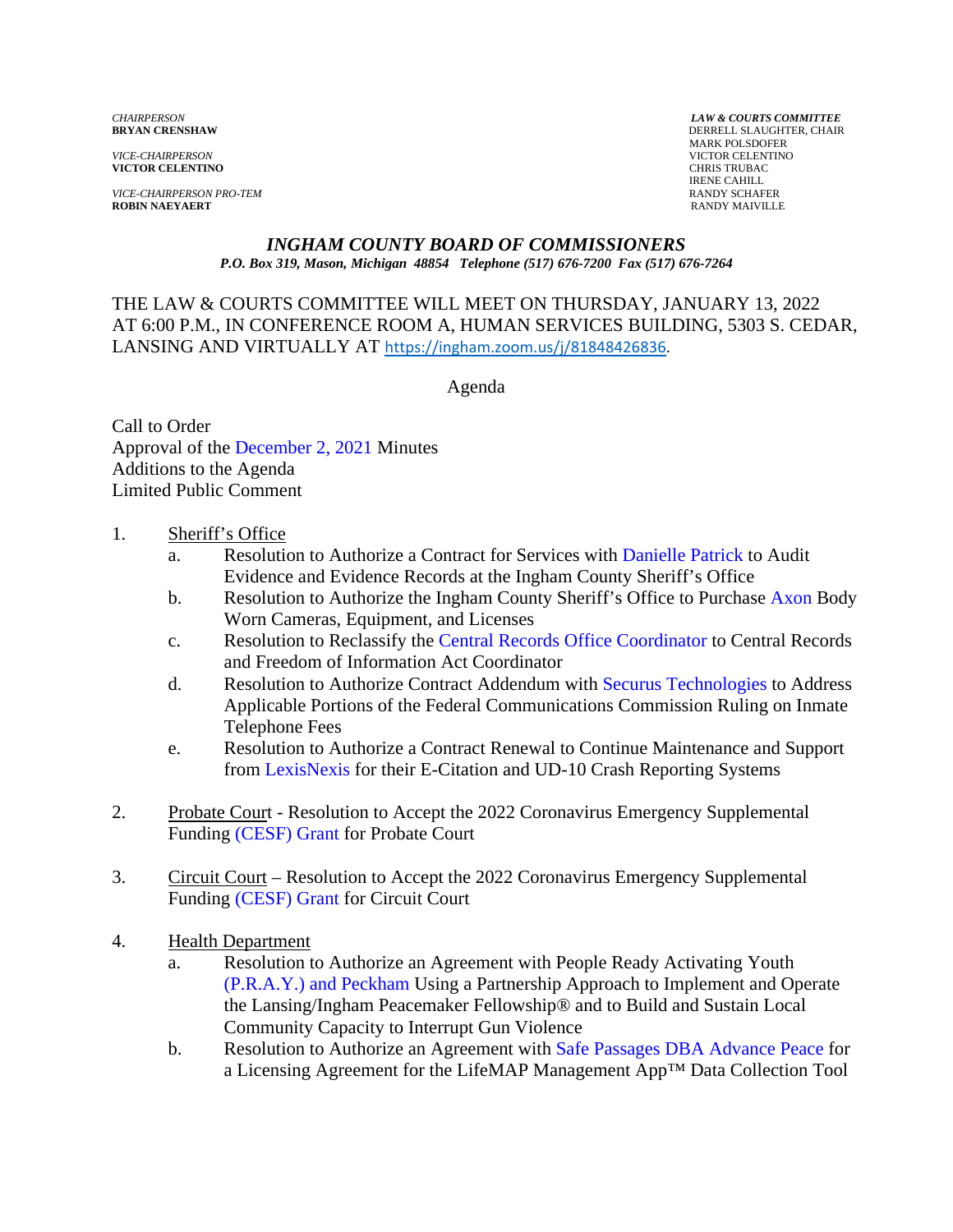*CHAIRPERSON*
**BRYAN CRENSHAW**

*VICE-CHAIRPERSON*
**VICTOR CELENTINO**

*VICE-CHAIRPERSON PRO-TEM*
**ROBIN NAEYAERT**

***LAW & COURTS COMMITTEE***
DERRELL SLAUGHTER, CHAIR
MARK POLSDOFER
VICTOR CELENTINO
CHRIS TRUBAC
IRENE CAHILL
RANDY SCHAFER
RANDY MAIVILLE

# *INGHAM COUNTY BOARD OF COMMISSIONERS*

***P.O. Box 319, Mason, Michigan 48854 Telephone (517) 676-7200 Fax (517) 676-7264***

THE LAW & COURTS COMMITTEE WILL MEET ON THURSDAY, JANUARY 13, 2022 AT 6:00 P.M., IN CONFERENCE ROOM A, HUMAN SERVICES BUILDING, 5303 S. CEDAR, LANSING AND VIRTUALLY AT https://ingham.zoom.us/j/81848426836.

Agenda

Call to Order
Approval of the December 2, 2021 Minutes
Additions to the Agenda
Limited Public Comment

1. Sheriff's Office
   a. Resolution to Authorize a Contract for Services with Danielle Patrick to Audit Evidence and Evidence Records at the Ingham County Sheriff's Office
   b. Resolution to Authorize the Ingham County Sheriff's Office to Purchase Axon Body Worn Cameras, Equipment, and Licenses
   c. Resolution to Reclassify the Central Records Office Coordinator to Central Records and Freedom of Information Act Coordinator
   d. Resolution to Authorize Contract Addendum with Securus Technologies to Address Applicable Portions of the Federal Communications Commission Ruling on Inmate Telephone Fees
   e. Resolution to Authorize a Contract Renewal to Continue Maintenance and Support from LexisNexis for their E-Citation and UD-10 Crash Reporting Systems

2. Probate Court - Resolution to Accept the 2022 Coronavirus Emergency Supplemental Funding (CESF) Grant for Probate Court

3. Circuit Court – Resolution to Accept the 2022 Coronavirus Emergency Supplemental Funding (CESF) Grant for Circuit Court

4. Health Department
   a. Resolution to Authorize an Agreement with People Ready Activating Youth (P.R.A.Y.) and Peckham Using a Partnership Approach to Implement and Operate the Lansing/Ingham Peacemaker Fellowship® and to Build and Sustain Local Community Capacity to Interrupt Gun Violence
   b. Resolution to Authorize an Agreement with Safe Passages DBA Advance Peace for a Licensing Agreement for the LifeMAP Management App™ Data Collection Tool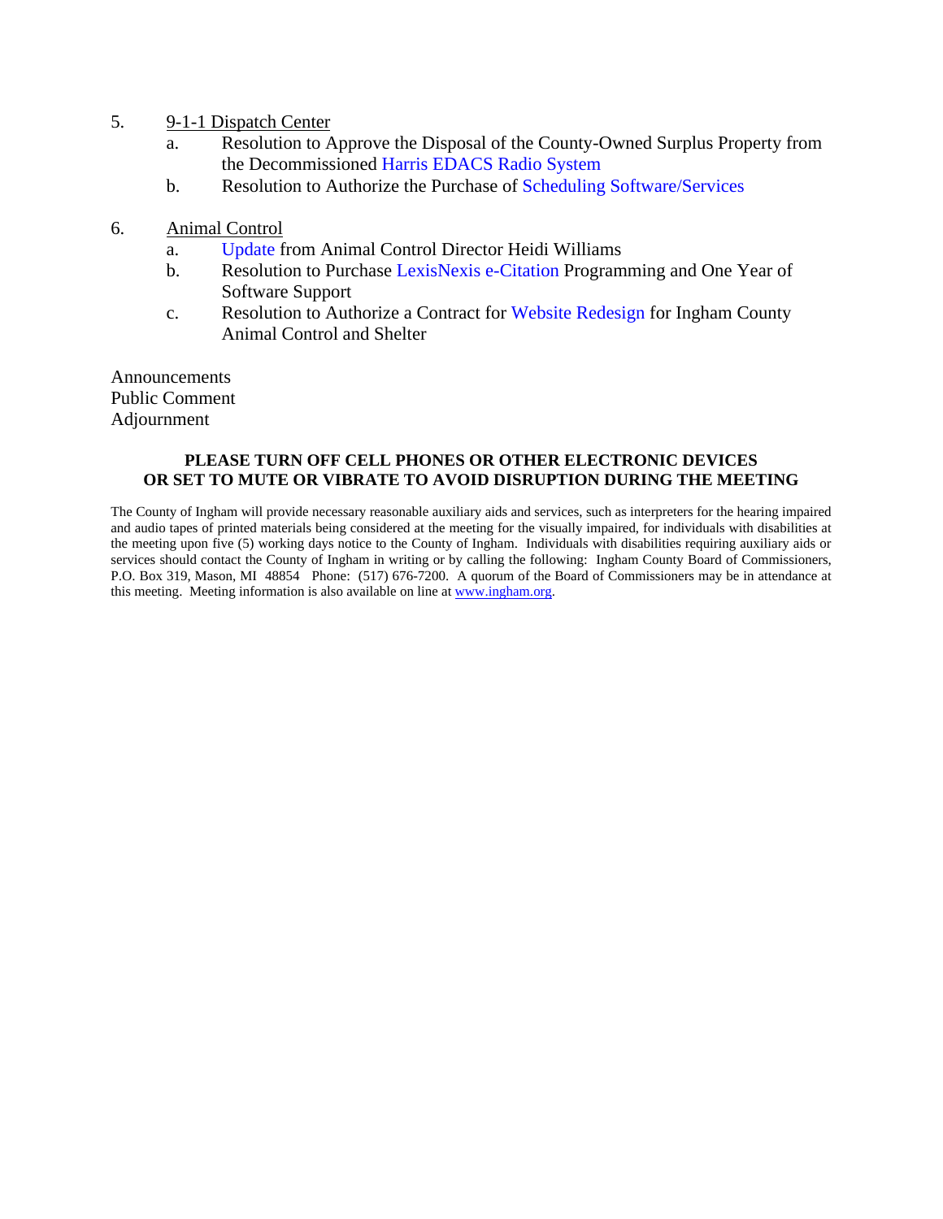5. <u>9-1-1 Dispatch Center</u>
   a. Resolution to Approve the Disposal of the County-Owned Surplus Property from the Decommissioned Harris EDACS Radio System
   b. Resolution to Authorize the Purchase of Scheduling Software/Services

6. <u>Animal Control</u>
   a. Update from Animal Control Director Heidi Williams
   b. Resolution to Purchase LexisNexis e-Citation Programming and One Year of Software Support
   c. Resolution to Authorize a Contract for Website Redesign for Ingham County Animal Control and Shelter

Announcements
Public Comment
Adjournment

**PLEASE TURN OFF CELL PHONES OR OTHER ELECTRONIC DEVICES OR SET TO MUTE OR VIBRATE TO AVOID DISRUPTION DURING THE MEETING**

The County of Ingham will provide necessary reasonable auxiliary aids and services, such as interpreters for the hearing impaired and audio tapes of printed materials being considered at the meeting for the visually impaired, for individuals with disabilities at the meeting upon five (5) working days notice to the County of Ingham. Individuals with disabilities requiring auxiliary aids or services should contact the County of Ingham in writing or by calling the following: Ingham County Board of Commissioners, P.O. Box 319, Mason, MI 48854 Phone: (517) 676-7200. A quorum of the Board of Commissioners may be in attendance at this meeting. Meeting information is also available on line at www.ingham.org.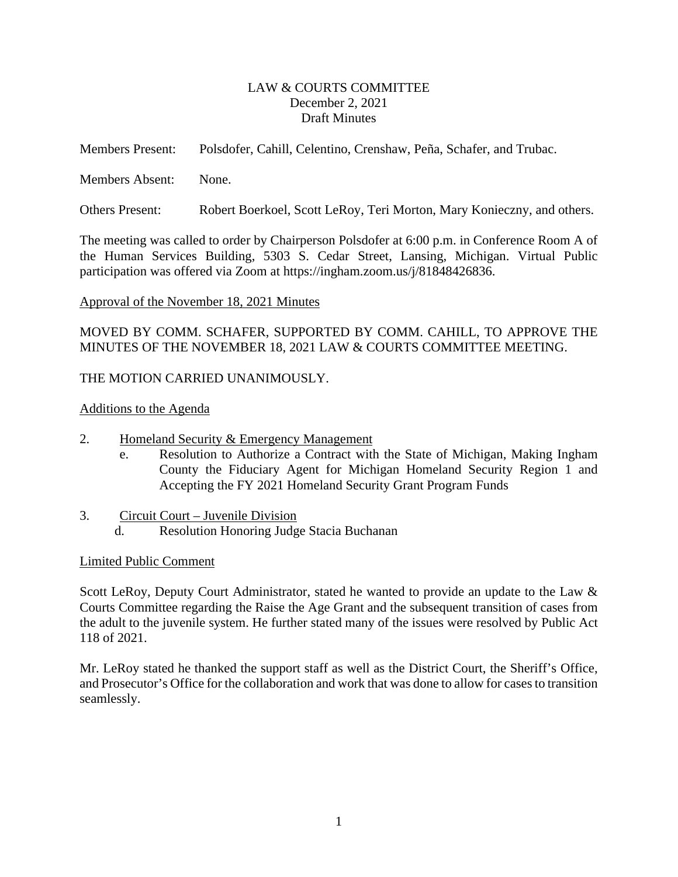LAW & COURTS COMMITTEE
December 2, 2021
Draft Minutes

Members Present: Polsdofer, Cahill, Celentino, Crenshaw, Peña, Schafer, and Trubac.

Members Absent: None.

Others Present: Robert Boerkoel, Scott LeRoy, Teri Morton, Mary Konieczny, and others.

The meeting was called to order by Chairperson Polsdofer at 6:00 p.m. in Conference Room A of the Human Services Building, 5303 S. Cedar Street, Lansing, Michigan. Virtual Public participation was offered via Zoom at https://ingham.zoom.us/j/81848426836.

Approval of the November 18, 2021 Minutes

MOVED BY COMM. SCHAFER, SUPPORTED BY COMM. CAHILL, TO APPROVE THE MINUTES OF THE NOVEMBER 18, 2021 LAW & COURTS COMMITTEE MEETING.

THE MOTION CARRIED UNANIMOUSLY.

Additions to the Agenda

2. Homeland Security & Emergency Management
   e. Resolution to Authorize a Contract with the State of Michigan, Making Ingham County the Fiduciary Agent for Michigan Homeland Security Region 1 and Accepting the FY 2021 Homeland Security Grant Program Funds

3. Circuit Court – Juvenile Division
   d. Resolution Honoring Judge Stacia Buchanan

Limited Public Comment

Scott LeRoy, Deputy Court Administrator, stated he wanted to provide an update to the Law & Courts Committee regarding the Raise the Age Grant and the subsequent transition of cases from the adult to the juvenile system. He further stated many of the issues were resolved by Public Act 118 of 2021.

Mr. LeRoy stated he thanked the support staff as well as the District Court, the Sheriff's Office, and Prosecutor's Office for the collaboration and work that was done to allow for cases to transition seamlessly.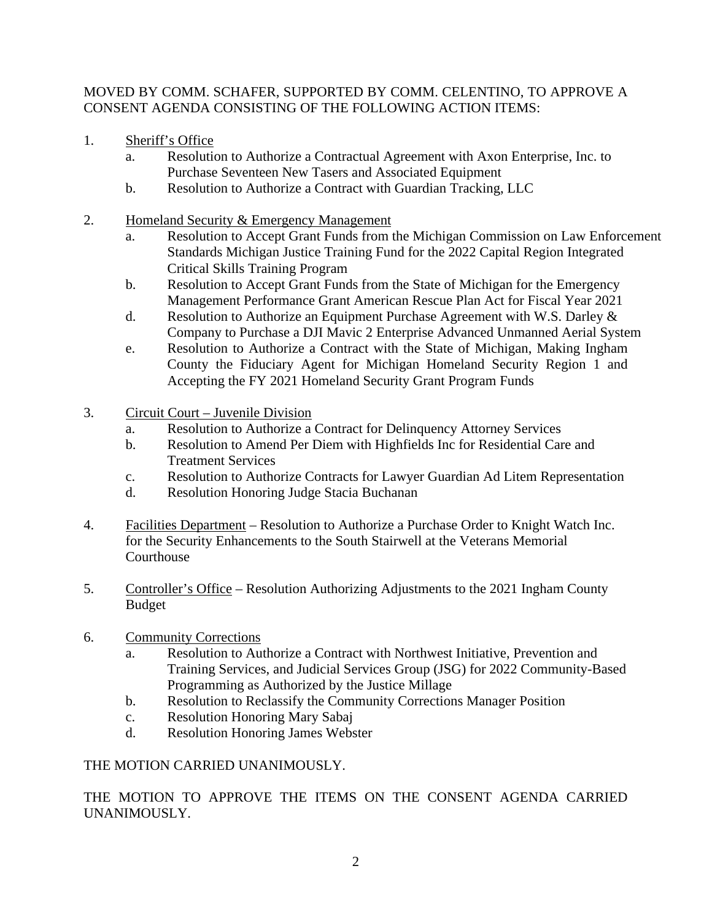MOVED BY COMM. SCHAFER, SUPPORTED BY COMM. CELENTINO, TO APPROVE A CONSENT AGENDA CONSISTING OF THE FOLLOWING ACTION ITEMS:

1. <u>Sheriff's Office</u>
   a. Resolution to Authorize a Contractual Agreement with Axon Enterprise, Inc. to Purchase Seventeen New Tasers and Associated Equipment
   b. Resolution to Authorize a Contract with Guardian Tracking, LLC

2. <u>Homeland Security & Emergency Management</u>
   a. Resolution to Accept Grant Funds from the Michigan Commission on Law Enforcement Standards Michigan Justice Training Fund for the 2022 Capital Region Integrated Critical Skills Training Program
   b. Resolution to Accept Grant Funds from the State of Michigan for the Emergency Management Performance Grant American Rescue Plan Act for Fiscal Year 2021
   d. Resolution to Authorize an Equipment Purchase Agreement with W.S. Darley & Company to Purchase a DJI Mavic 2 Enterprise Advanced Unmanned Aerial System
   e. Resolution to Authorize a Contract with the State of Michigan, Making Ingham County the Fiduciary Agent for Michigan Homeland Security Region 1 and Accepting the FY 2021 Homeland Security Grant Program Funds

3. <u>Circuit Court – Juvenile Division</u>
   a. Resolution to Authorize a Contract for Delinquency Attorney Services
   b. Resolution to Amend Per Diem with Highfields Inc for Residential Care and Treatment Services
   c. Resolution to Authorize Contracts for Lawyer Guardian Ad Litem Representation
   d. Resolution Honoring Judge Stacia Buchanan

4. <u>Facilities Department</u> – Resolution to Authorize a Purchase Order to Knight Watch Inc. for the Security Enhancements to the South Stairwell at the Veterans Memorial Courthouse

5. <u>Controller's Office</u> – Resolution Authorizing Adjustments to the 2021 Ingham County Budget

6. <u>Community Corrections</u>
   a. Resolution to Authorize a Contract with Northwest Initiative, Prevention and Training Services, and Judicial Services Group (JSG) for 2022 Community-Based Programming as Authorized by the Justice Millage
   b. Resolution to Reclassify the Community Corrections Manager Position
   c. Resolution Honoring Mary Sabaj
   d. Resolution Honoring James Webster

THE MOTION CARRIED UNANIMOUSLY.

THE MOTION TO APPROVE THE ITEMS ON THE CONSENT AGENDA CARRIED UNANIMOUSLY.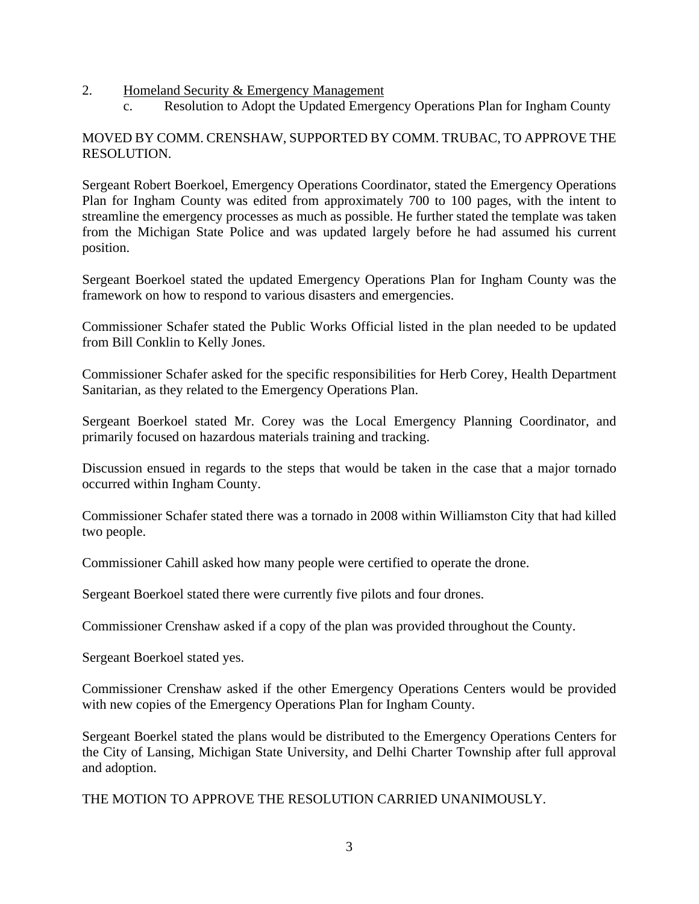2. Homeland Security & Emergency Management
   c. Resolution to Adopt the Updated Emergency Operations Plan for Ingham County

MOVED BY COMM. CRENSHAW, SUPPORTED BY COMM. TRUBAC, TO APPROVE THE RESOLUTION.

Sergeant Robert Boerkoel, Emergency Operations Coordinator, stated the Emergency Operations Plan for Ingham County was edited from approximately 700 to 100 pages, with the intent to streamline the emergency processes as much as possible. He further stated the template was taken from the Michigan State Police and was updated largely before he had assumed his current position.

Sergeant Boerkoel stated the updated Emergency Operations Plan for Ingham County was the framework on how to respond to various disasters and emergencies.

Commissioner Schafer stated the Public Works Official listed in the plan needed to be updated from Bill Conklin to Kelly Jones.

Commissioner Schafer asked for the specific responsibilities for Herb Corey, Health Department Sanitarian, as they related to the Emergency Operations Plan.

Sergeant Boerkoel stated Mr. Corey was the Local Emergency Planning Coordinator, and primarily focused on hazardous materials training and tracking.

Discussion ensued in regards to the steps that would be taken in the case that a major tornado occurred within Ingham County.

Commissioner Schafer stated there was a tornado in 2008 within Williamston City that had killed two people.

Commissioner Cahill asked how many people were certified to operate the drone.

Sergeant Boerkoel stated there were currently five pilots and four drones.

Commissioner Crenshaw asked if a copy of the plan was provided throughout the County.

Sergeant Boerkoel stated yes.

Commissioner Crenshaw asked if the other Emergency Operations Centers would be provided with new copies of the Emergency Operations Plan for Ingham County.

Sergeant Boerkel stated the plans would be distributed to the Emergency Operations Centers for the City of Lansing, Michigan State University, and Delhi Charter Township after full approval and adoption.

THE MOTION TO APPROVE THE RESOLUTION CARRIED UNANIMOUSLY.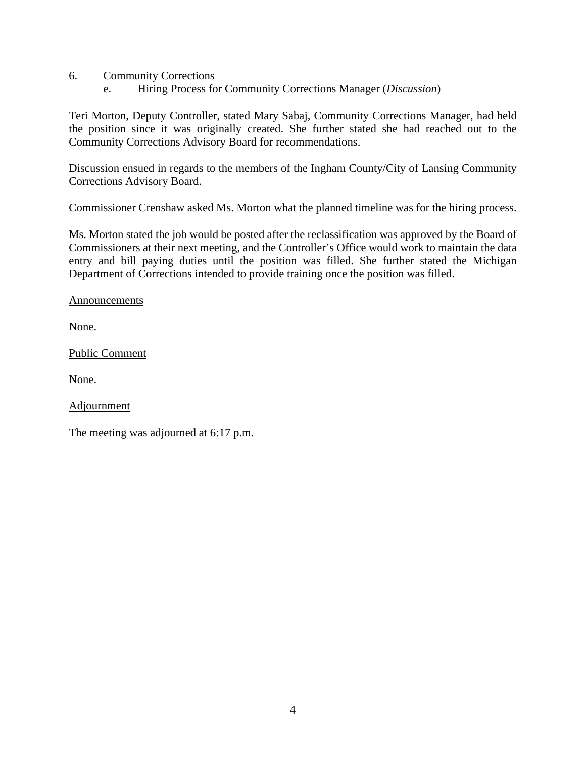6. <u>Community Corrections</u>

   e. Hiring Process for Community Corrections Manager (*Discussion*)

Teri Morton, Deputy Controller, stated Mary Sabaj, Community Corrections Manager, had held the position since it was originally created. She further stated she had reached out to the Community Corrections Advisory Board for recommendations.

Discussion ensued in regards to the members of the Ingham County/City of Lansing Community Corrections Advisory Board.

Commissioner Crenshaw asked Ms. Morton what the planned timeline was for the hiring process.

Ms. Morton stated the job would be posted after the reclassification was approved by the Board of Commissioners at their next meeting, and the Controller's Office would work to maintain the data entry and bill paying duties until the position was filled. She further stated the Michigan Department of Corrections intended to provide training once the position was filled.

<u>Announcements</u>

None.

<u>Public Comment</u>

None.

<u>Adjournment</u>

The meeting was adjourned at 6:17 p.m.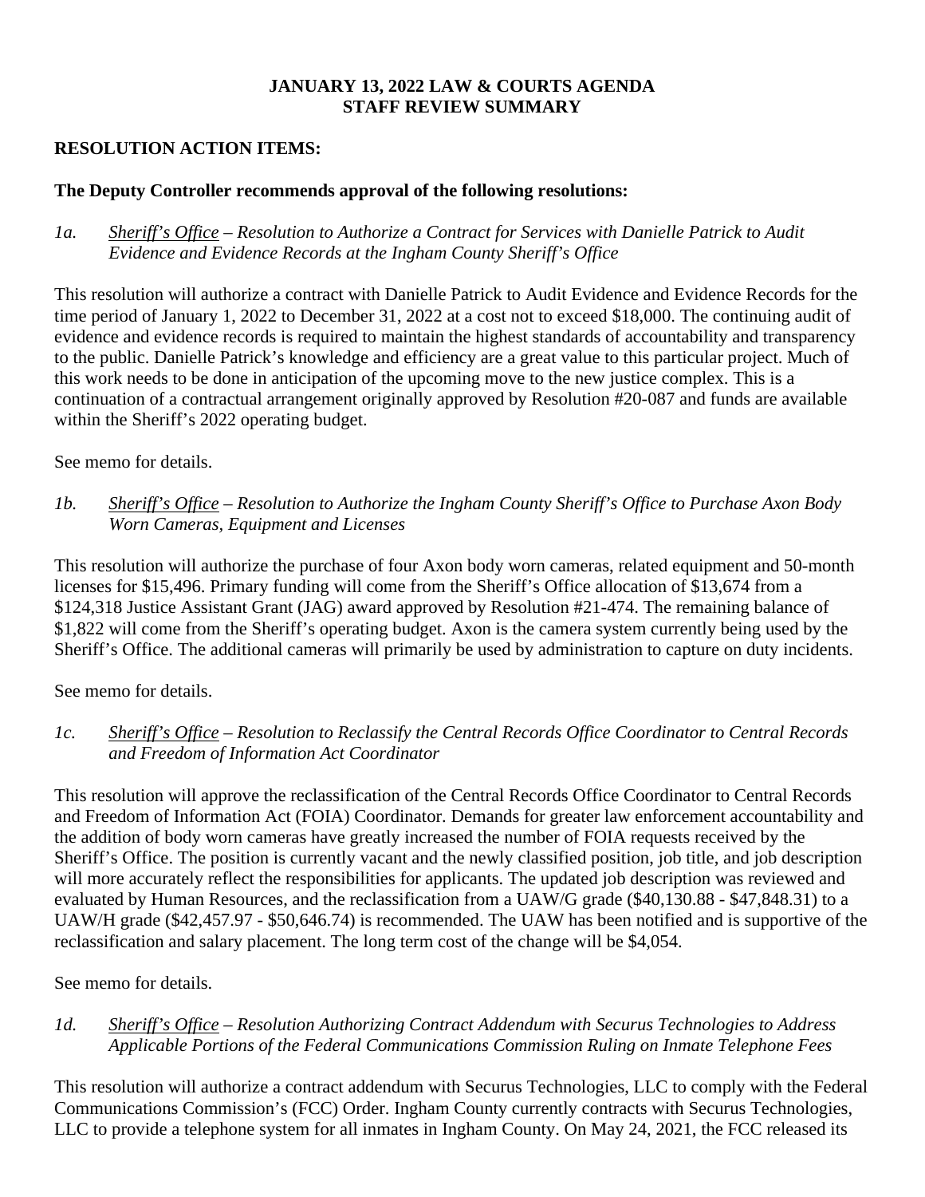**JANUARY 13, 2022 LAW & COURTS AGENDA**
**STAFF REVIEW SUMMARY**

**RESOLUTION ACTION ITEMS:**

**The Deputy Controller recommends approval of the following resolutions:**

*1a.* *Sheriff's Office – Resolution to Authorize a Contract for Services with Danielle Patrick to Audit Evidence and Evidence Records at the Ingham County Sheriff's Office*

This resolution will authorize a contract with Danielle Patrick to Audit Evidence and Evidence Records for the time period of January 1, 2022 to December 31, 2022 at a cost not to exceed $18,000. The continuing audit of evidence and evidence records is required to maintain the highest standards of accountability and transparency to the public. Danielle Patrick's knowledge and efficiency are a great value to this particular project. Much of this work needs to be done in anticipation of the upcoming move to the new justice complex. This is a continuation of a contractual arrangement originally approved by Resolution #20-087 and funds are available within the Sheriff's 2022 operating budget.

See memo for details.

*1b.* *Sheriff's Office – Resolution to Authorize the Ingham County Sheriff's Office to Purchase Axon Body Worn Cameras, Equipment and Licenses*

This resolution will authorize the purchase of four Axon body worn cameras, related equipment and 50-month licenses for $15,496. Primary funding will come from the Sheriff's Office allocation of $13,674 from a $124,318 Justice Assistant Grant (JAG) award approved by Resolution #21-474. The remaining balance of $1,822 will come from the Sheriff's operating budget. Axon is the camera system currently being used by the Sheriff's Office. The additional cameras will primarily be used by administration to capture on duty incidents.

See memo for details.

*1c.* *Sheriff's Office – Resolution to Reclassify the Central Records Office Coordinator to Central Records and Freedom of Information Act Coordinator*

This resolution will approve the reclassification of the Central Records Office Coordinator to Central Records and Freedom of Information Act (FOIA) Coordinator. Demands for greater law enforcement accountability and the addition of body worn cameras have greatly increased the number of FOIA requests received by the Sheriff's Office. The position is currently vacant and the newly classified position, job title, and job description will more accurately reflect the responsibilities for applicants. The updated job description was reviewed and evaluated by Human Resources, and the reclassification from a UAW/G grade ($40,130.88 - $47,848.31) to a UAW/H grade ($42,457.97 - $50,646.74) is recommended. The UAW has been notified and is supportive of the reclassification and salary placement. The long term cost of the change will be $4,054.

See memo for details.

*1d.* *Sheriff's Office – Resolution Authorizing Contract Addendum with Securus Technologies to Address Applicable Portions of the Federal Communications Commission Ruling on Inmate Telephone Fees*

This resolution will authorize a contract addendum with Securus Technologies, LLC to comply with the Federal Communications Commission's (FCC) Order. Ingham County currently contracts with Securus Technologies, LLC to provide a telephone system for all inmates in Ingham County. On May 24, 2021, the FCC released its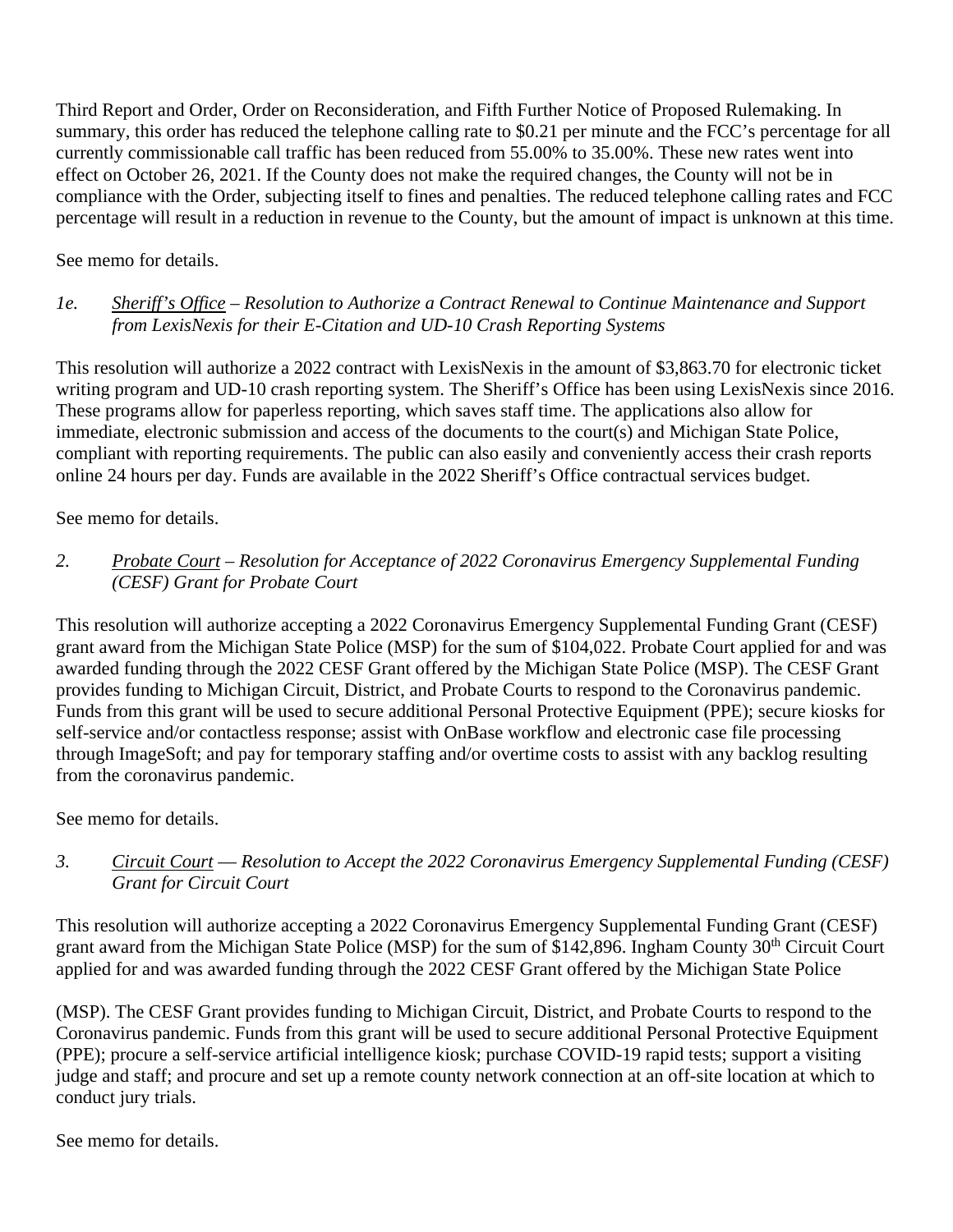Third Report and Order, Order on Reconsideration, and Fifth Further Notice of Proposed Rulemaking. In summary, this order has reduced the telephone calling rate to $0.21 per minute and the FCC's percentage for all currently commissionable call traffic has been reduced from 55.00% to 35.00%. These new rates went into effect on October 26, 2021. If the County does not make the required changes, the County will not be in compliance with the Order, subjecting itself to fines and penalties. The reduced telephone calling rates and FCC percentage will result in a reduction in revenue to the County, but the amount of impact is unknown at this time.

See memo for details.

*1e. Sheriff's Office – Resolution to Authorize a Contract Renewal to Continue Maintenance and Support from LexisNexis for their E-Citation and UD-10 Crash Reporting Systems*

This resolution will authorize a 2022 contract with LexisNexis in the amount of $3,863.70 for electronic ticket writing program and UD-10 crash reporting system. The Sheriff's Office has been using LexisNexis since 2016. These programs allow for paperless reporting, which saves staff time. The applications also allow for immediate, electronic submission and access of the documents to the court(s) and Michigan State Police, compliant with reporting requirements. The public can also easily and conveniently access their crash reports online 24 hours per day. Funds are available in the 2022 Sheriff's Office contractual services budget.

See memo for details.

*2. Probate Court – Resolution for Acceptance of 2022 Coronavirus Emergency Supplemental Funding (CESF) Grant for Probate Court*

This resolution will authorize accepting a 2022 Coronavirus Emergency Supplemental Funding Grant (CESF) grant award from the Michigan State Police (MSP) for the sum of $104,022. Probate Court applied for and was awarded funding through the 2022 CESF Grant offered by the Michigan State Police (MSP). The CESF Grant provides funding to Michigan Circuit, District, and Probate Courts to respond to the Coronavirus pandemic. Funds from this grant will be used to secure additional Personal Protective Equipment (PPE); secure kiosks for self-service and/or contactless response; assist with OnBase workflow and electronic case file processing through ImageSoft; and pay for temporary staffing and/or overtime costs to assist with any backlog resulting from the coronavirus pandemic.

See memo for details.

*3. Circuit Court — Resolution to Accept the 2022 Coronavirus Emergency Supplemental Funding (CESF) Grant for Circuit Court*

This resolution will authorize accepting a 2022 Coronavirus Emergency Supplemental Funding Grant (CESF) grant award from the Michigan State Police (MSP) for the sum of $142,896. Ingham County 30th Circuit Court applied for and was awarded funding through the 2022 CESF Grant offered by the Michigan State Police (MSP). The CESF Grant provides funding to Michigan Circuit, District, and Probate Courts to respond to the Coronavirus pandemic. Funds from this grant will be used to secure additional Personal Protective Equipment (PPE); procure a self-service artificial intelligence kiosk; purchase COVID-19 rapid tests; support a visiting judge and staff; and procure and set up a remote county network connection at an off-site location at which to conduct jury trials.

See memo for details.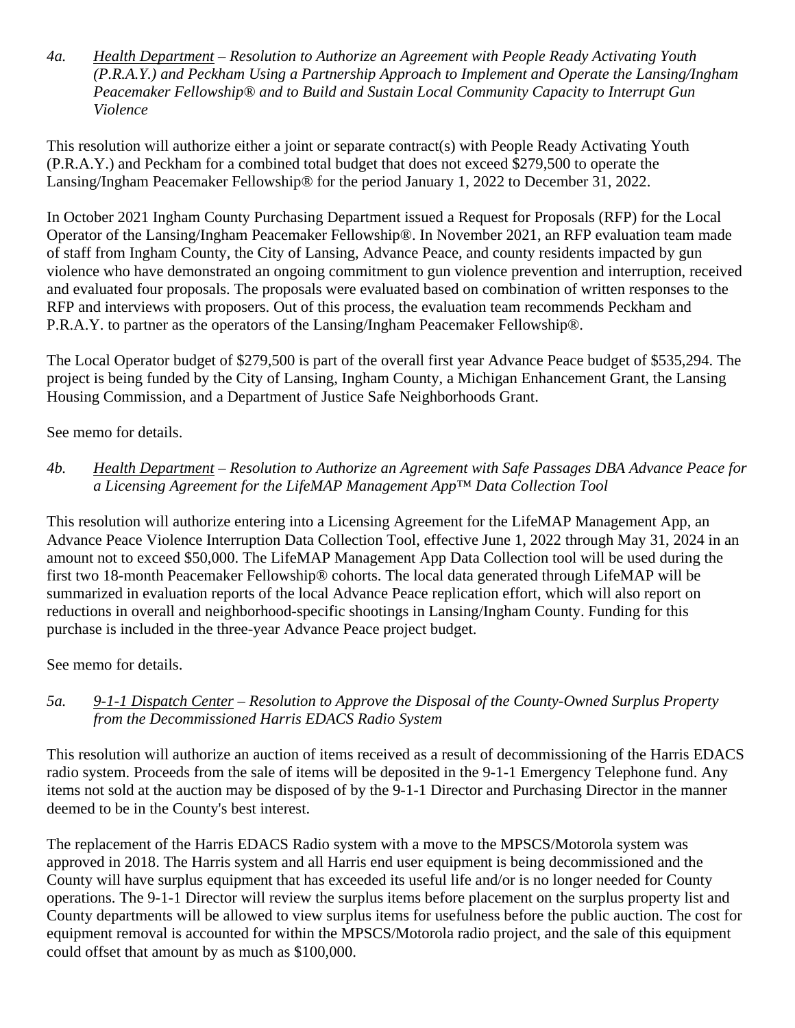*4a.* *<u>Health Department</u> – Resolution to Authorize an Agreement with People Ready Activating Youth (P.R.A.Y.) and Peckham Using a Partnership Approach to Implement and Operate the Lansing/Ingham Peacemaker Fellowship® and to Build and Sustain Local Community Capacity to Interrupt Gun Violence*

This resolution will authorize either a joint or separate contract(s) with People Ready Activating Youth (P.R.A.Y.) and Peckham for a combined total budget that does not exceed $279,500 to operate the Lansing/Ingham Peacemaker Fellowship® for the period January 1, 2022 to December 31, 2022.

In October 2021 Ingham County Purchasing Department issued a Request for Proposals (RFP) for the Local Operator of the Lansing/Ingham Peacemaker Fellowship®. In November 2021, an RFP evaluation team made of staff from Ingham County, the City of Lansing, Advance Peace, and county residents impacted by gun violence who have demonstrated an ongoing commitment to gun violence prevention and interruption, received and evaluated four proposals. The proposals were evaluated based on combination of written responses to the RFP and interviews with proposers. Out of this process, the evaluation team recommends Peckham and P.R.A.Y. to partner as the operators of the Lansing/Ingham Peacemaker Fellowship®.

The Local Operator budget of $279,500 is part of the overall first year Advance Peace budget of $535,294. The project is being funded by the City of Lansing, Ingham County, a Michigan Enhancement Grant, the Lansing Housing Commission, and a Department of Justice Safe Neighborhoods Grant.

See memo for details.

*4b.* *<u>Health Department</u> – Resolution to Authorize an Agreement with Safe Passages DBA Advance Peace for a Licensing Agreement for the LifeMAP Management App™ Data Collection Tool*

This resolution will authorize entering into a Licensing Agreement for the LifeMAP Management App, an Advance Peace Violence Interruption Data Collection Tool, effective June 1, 2022 through May 31, 2024 in an amount not to exceed $50,000. The LifeMAP Management App Data Collection tool will be used during the first two 18-month Peacemaker Fellowship® cohorts. The local data generated through LifeMAP will be summarized in evaluation reports of the local Advance Peace replication effort, which will also report on reductions in overall and neighborhood-specific shootings in Lansing/Ingham County. Funding for this purchase is included in the three-year Advance Peace project budget.

See memo for details.

*5a.* *<u>9-1-1 Dispatch Center</u> – Resolution to Approve the Disposal of the County-Owned Surplus Property from the Decommissioned Harris EDACS Radio System*

This resolution will authorize an auction of items received as a result of decommissioning of the Harris EDACS radio system. Proceeds from the sale of items will be deposited in the 9-1-1 Emergency Telephone fund. Any items not sold at the auction may be disposed of by the 9-1-1 Director and Purchasing Director in the manner deemed to be in the County's best interest.

The replacement of the Harris EDACS Radio system with a move to the MPSCS/Motorola system was approved in 2018. The Harris system and all Harris end user equipment is being decommissioned and the County will have surplus equipment that has exceeded its useful life and/or is no longer needed for County operations. The 9-1-1 Director will review the surplus items before placement on the surplus property list and County departments will be allowed to view surplus items for usefulness before the public auction. The cost for equipment removal is accounted for within the MPSCS/Motorola radio project, and the sale of this equipment could offset that amount by as much as $100,000.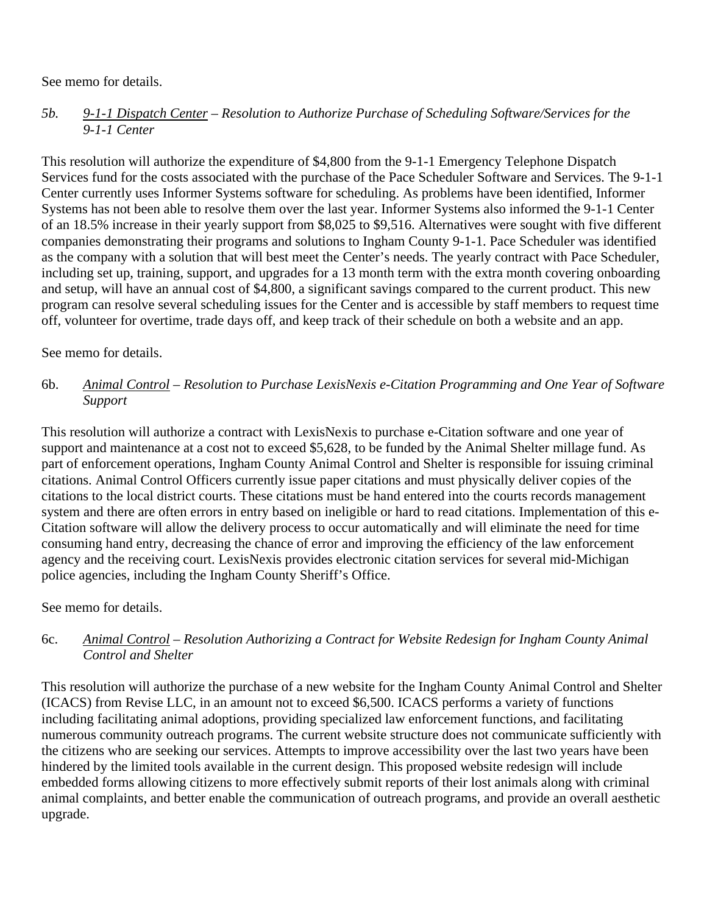See memo for details.

*5b.* *<u>9-1-1 Dispatch Center</u> – Resolution to Authorize Purchase of Scheduling Software/Services for the 9-1-1 Center*

This resolution will authorize the expenditure of $4,800 from the 9-1-1 Emergency Telephone Dispatch Services fund for the costs associated with the purchase of the Pace Scheduler Software and Services. The 9-1-1 Center currently uses Informer Systems software for scheduling. As problems have been identified, Informer Systems has not been able to resolve them over the last year. Informer Systems also informed the 9-1-1 Center of an 18.5% increase in their yearly support from $8,025 to $9,516. Alternatives were sought with five different companies demonstrating their programs and solutions to Ingham County 9-1-1. Pace Scheduler was identified as the company with a solution that will best meet the Center's needs. The yearly contract with Pace Scheduler, including set up, training, support, and upgrades for a 13 month term with the extra month covering onboarding and setup, will have an annual cost of $4,800, a significant savings compared to the current product. This new program can resolve several scheduling issues for the Center and is accessible by staff members to request time off, volunteer for overtime, trade days off, and keep track of their schedule on both a website and an app.

See memo for details.

6b. *<u>Animal Control</u> – Resolution to Purchase LexisNexis e-Citation Programming and One Year of Software Support*

This resolution will authorize a contract with LexisNexis to purchase e-Citation software and one year of support and maintenance at a cost not to exceed $5,628, to be funded by the Animal Shelter millage fund. As part of enforcement operations, Ingham County Animal Control and Shelter is responsible for issuing criminal citations. Animal Control Officers currently issue paper citations and must physically deliver copies of the citations to the local district courts. These citations must be hand entered into the courts records management system and there are often errors in entry based on ineligible or hard to read citations. Implementation of this e-Citation software will allow the delivery process to occur automatically and will eliminate the need for time consuming hand entry, decreasing the chance of error and improving the efficiency of the law enforcement agency and the receiving court. LexisNexis provides electronic citation services for several mid-Michigan police agencies, including the Ingham County Sheriff's Office.

See memo for details.

6c. *<u>Animal Control</u> – Resolution Authorizing a Contract for Website Redesign for Ingham County Animal Control and Shelter*

This resolution will authorize the purchase of a new website for the Ingham County Animal Control and Shelter (ICACS) from Revise LLC, in an amount not to exceed $6,500. ICACS performs a variety of functions including facilitating animal adoptions, providing specialized law enforcement functions, and facilitating numerous community outreach programs. The current website structure does not communicate sufficiently with the citizens who are seeking our services. Attempts to improve accessibility over the last two years have been hindered by the limited tools available in the current design. This proposed website redesign will include embedded forms allowing citizens to more effectively submit reports of their lost animals along with criminal animal complaints, and better enable the communication of outreach programs, and provide an overall aesthetic upgrade.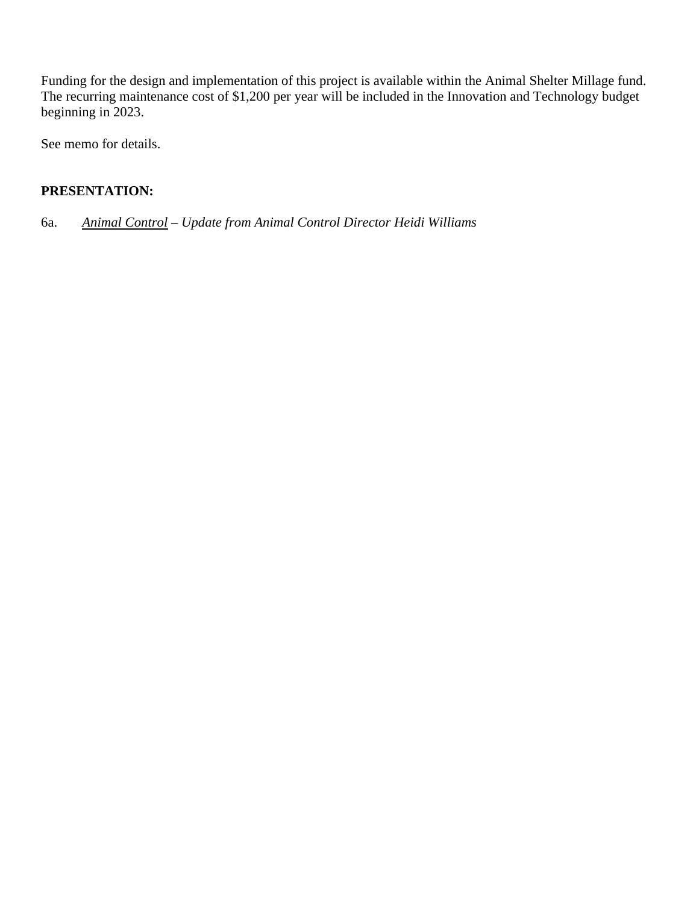Funding for the design and implementation of this project is available within the Animal Shelter Millage fund. The recurring maintenance cost of $1,200 per year will be included in the Innovation and Technology budget beginning in 2023.

See memo for details.

**PRESENTATION:**

6a. *Animal Control – Update from Animal Control Director Heidi Williams*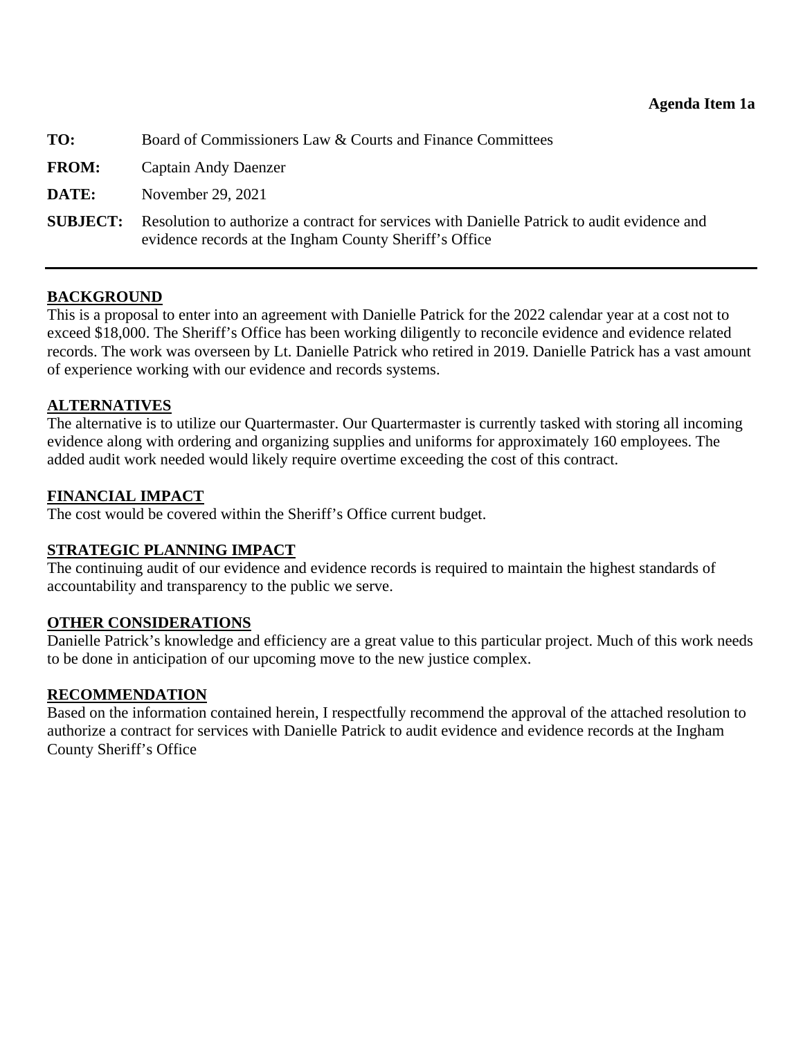**Agenda Item 1a**

**TO:** Board of Commissioners Law & Courts and Finance Committees

**FROM:** Captain Andy Daenzer

**DATE:** November 29, 2021

**SUBJECT:** Resolution to authorize a contract for services with Danielle Patrick to audit evidence and evidence records at the Ingham County Sheriff's Office

---

## BACKGROUND

This is a proposal to enter into an agreement with Danielle Patrick for the 2022 calendar year at a cost not to exceed $18,000. The Sheriff's Office has been working diligently to reconcile evidence and evidence related records. The work was overseen by Lt. Danielle Patrick who retired in 2019. Danielle Patrick has a vast amount of experience working with our evidence and records systems.

## ALTERNATIVES

The alternative is to utilize our Quartermaster. Our Quartermaster is currently tasked with storing all incoming evidence along with ordering and organizing supplies and uniforms for approximately 160 employees. The added audit work needed would likely require overtime exceeding the cost of this contract.

## FINANCIAL IMPACT

The cost would be covered within the Sheriff's Office current budget.

## STRATEGIC PLANNING IMPACT

The continuing audit of our evidence and evidence records is required to maintain the highest standards of accountability and transparency to the public we serve.

## OTHER CONSIDERATIONS

Danielle Patrick's knowledge and efficiency are a great value to this particular project. Much of this work needs to be done in anticipation of our upcoming move to the new justice complex.

## RECOMMENDATION

Based on the information contained herein, I respectfully recommend the approval of the attached resolution to authorize a contract for services with Danielle Patrick to audit evidence and evidence records at the Ingham County Sheriff's Office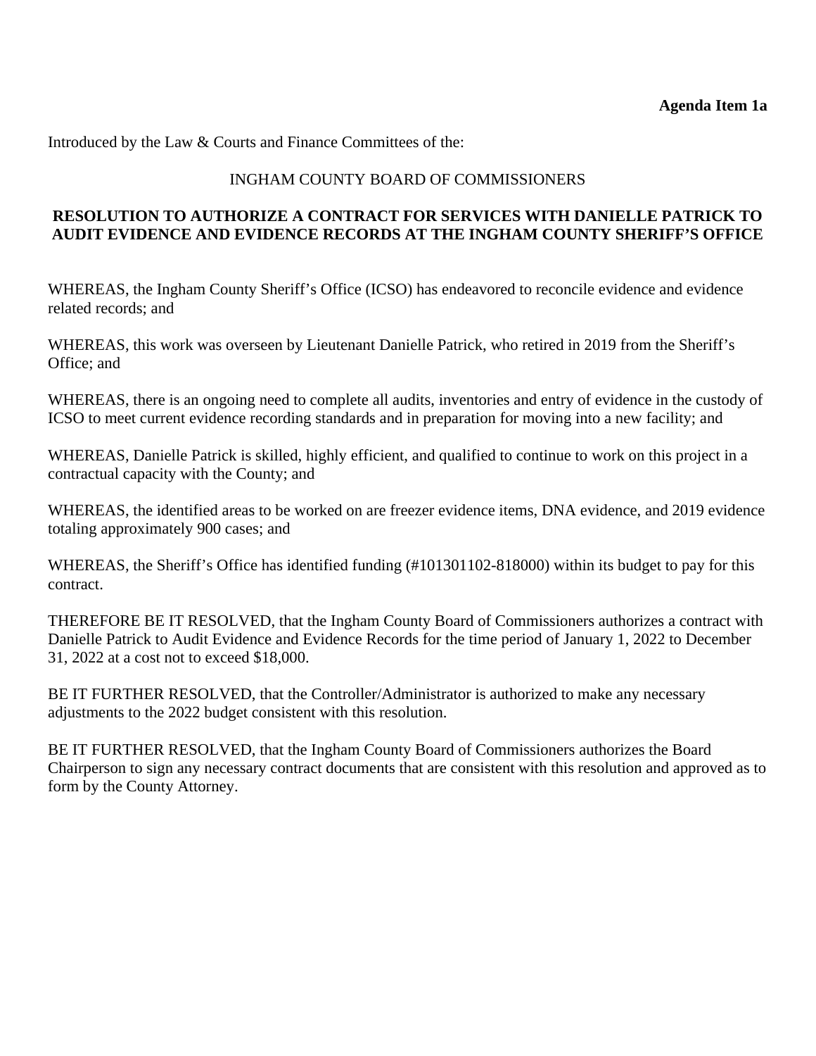**Agenda Item 1a**

Introduced by the Law & Courts and Finance Committees of the:

INGHAM COUNTY BOARD OF COMMISSIONERS

**RESOLUTION TO AUTHORIZE A CONTRACT FOR SERVICES WITH DANIELLE PATRICK TO AUDIT EVIDENCE AND EVIDENCE RECORDS AT THE INGHAM COUNTY SHERIFF'S OFFICE**

WHEREAS, the Ingham County Sheriff's Office (ICSO) has endeavored to reconcile evidence and evidence related records; and

WHEREAS, this work was overseen by Lieutenant Danielle Patrick, who retired in 2019 from the Sheriff's Office; and

WHEREAS, there is an ongoing need to complete all audits, inventories and entry of evidence in the custody of ICSO to meet current evidence recording standards and in preparation for moving into a new facility; and

WHEREAS, Danielle Patrick is skilled, highly efficient, and qualified to continue to work on this project in a contractual capacity with the County; and

WHEREAS, the identified areas to be worked on are freezer evidence items, DNA evidence, and 2019 evidence totaling approximately 900 cases; and

WHEREAS, the Sheriff's Office has identified funding (#101301102-818000) within its budget to pay for this contract.

THEREFORE BE IT RESOLVED, that the Ingham County Board of Commissioners authorizes a contract with Danielle Patrick to Audit Evidence and Evidence Records for the time period of January 1, 2022 to December 31, 2022 at a cost not to exceed $18,000.

BE IT FURTHER RESOLVED, that the Controller/Administrator is authorized to make any necessary adjustments to the 2022 budget consistent with this resolution.

BE IT FURTHER RESOLVED, that the Ingham County Board of Commissioners authorizes the Board Chairperson to sign any necessary contract documents that are consistent with this resolution and approved as to form by the County Attorney.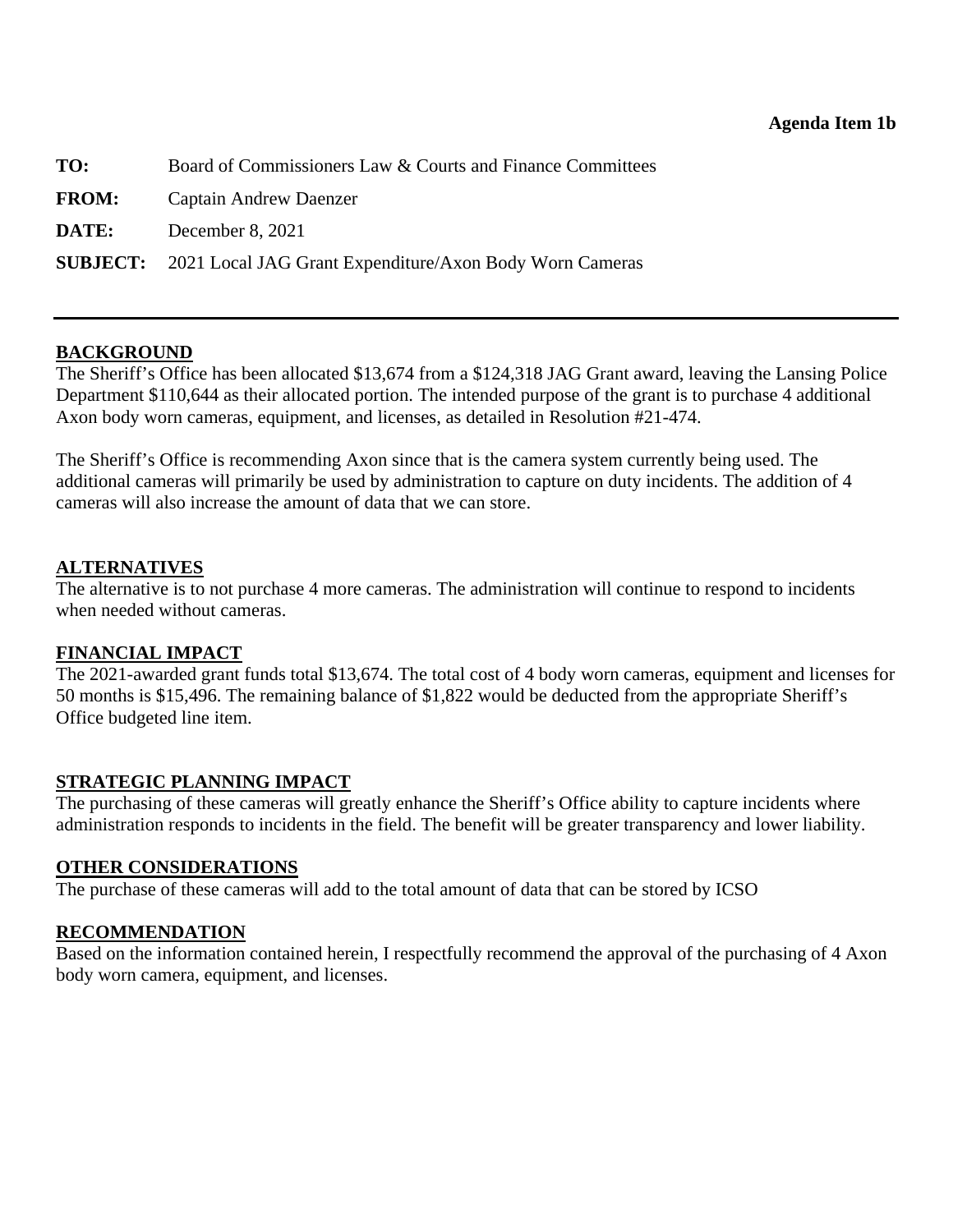**Agenda Item 1b**

**TO:** Board of Commissioners Law & Courts and Finance Committees

**FROM:** Captain Andrew Daenzer

**DATE:** December 8, 2021

**SUBJECT:** 2021 Local JAG Grant Expenditure/Axon Body Worn Cameras

---

## BACKGROUND

The Sheriff's Office has been allocated $13,674 from a $124,318 JAG Grant award, leaving the Lansing Police Department $110,644 as their allocated portion. The intended purpose of the grant is to purchase 4 additional Axon body worn cameras, equipment, and licenses, as detailed in Resolution #21-474.

The Sheriff's Office is recommending Axon since that is the camera system currently being used. The additional cameras will primarily be used by administration to capture on duty incidents. The addition of 4 cameras will also increase the amount of data that we can store.

## ALTERNATIVES

The alternative is to not purchase 4 more cameras. The administration will continue to respond to incidents when needed without cameras.

## FINANCIAL IMPACT

The 2021-awarded grant funds total $13,674. The total cost of 4 body worn cameras, equipment and licenses for 50 months is $15,496. The remaining balance of $1,822 would be deducted from the appropriate Sheriff's Office budgeted line item.

## STRATEGIC PLANNING IMPACT

The purchasing of these cameras will greatly enhance the Sheriff's Office ability to capture incidents where administration responds to incidents in the field. The benefit will be greater transparency and lower liability.

## OTHER CONSIDERATIONS

The purchase of these cameras will add to the total amount of data that can be stored by ICSO

## RECOMMENDATION

Based on the information contained herein, I respectfully recommend the approval of the purchasing of 4 Axon body worn camera, equipment, and licenses.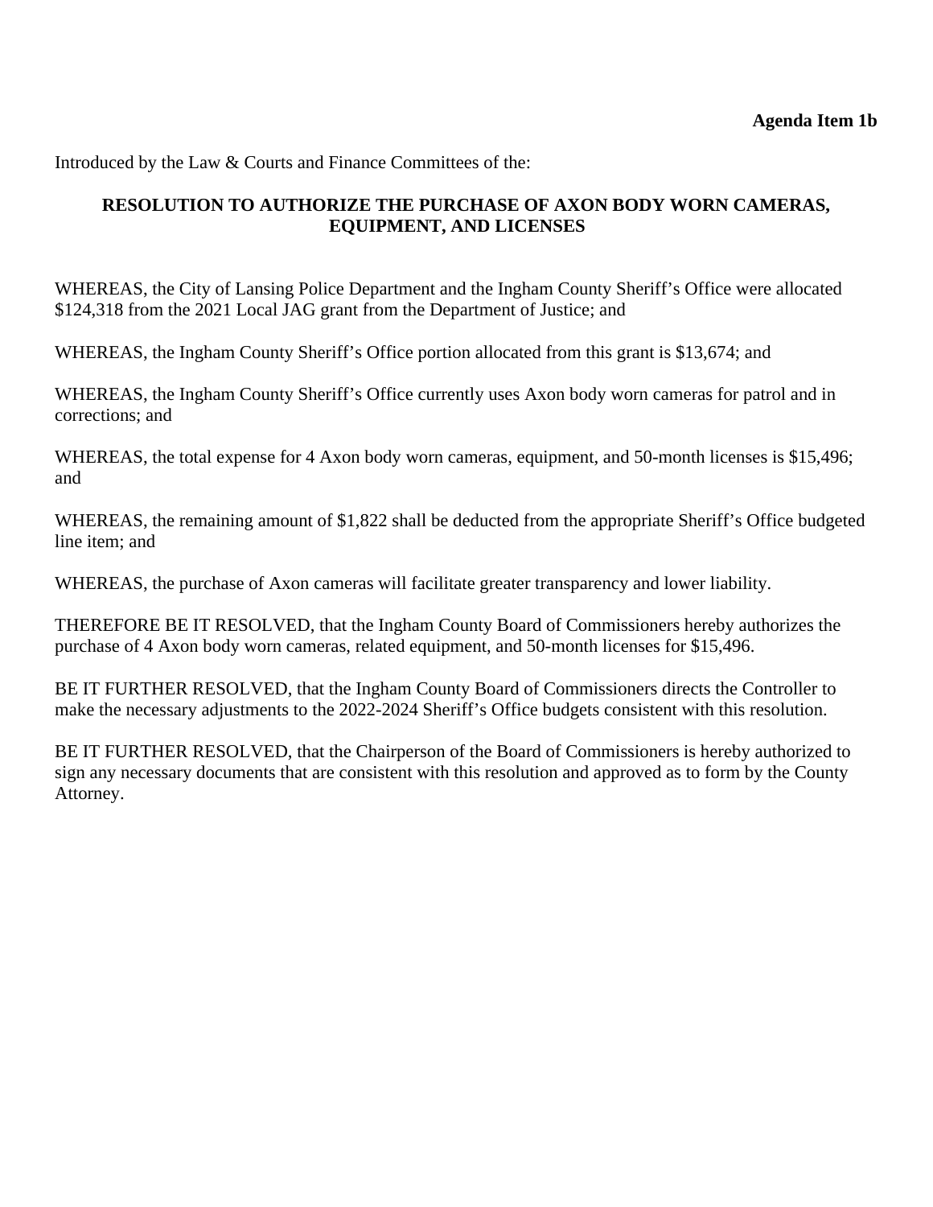**Agenda Item 1b**

Introduced by the Law & Courts and Finance Committees of the:

**RESOLUTION TO AUTHORIZE THE PURCHASE OF AXON BODY WORN CAMERAS, EQUIPMENT, AND LICENSES**

WHEREAS, the City of Lansing Police Department and the Ingham County Sheriff's Office were allocated $124,318 from the 2021 Local JAG grant from the Department of Justice; and

WHEREAS, the Ingham County Sheriff's Office portion allocated from this grant is $13,674; and

WHEREAS, the Ingham County Sheriff's Office currently uses Axon body worn cameras for patrol and in corrections; and

WHEREAS, the total expense for 4 Axon body worn cameras, equipment, and 50-month licenses is $15,496; and

WHEREAS, the remaining amount of $1,822 shall be deducted from the appropriate Sheriff's Office budgeted line item; and

WHEREAS, the purchase of Axon cameras will facilitate greater transparency and lower liability.

THEREFORE BE IT RESOLVED, that the Ingham County Board of Commissioners hereby authorizes the purchase of 4 Axon body worn cameras, related equipment, and 50-month licenses for $15,496.

BE IT FURTHER RESOLVED, that the Ingham County Board of Commissioners directs the Controller to make the necessary adjustments to the 2022-2024 Sheriff's Office budgets consistent with this resolution.

BE IT FURTHER RESOLVED, that the Chairperson of the Board of Commissioners is hereby authorized to sign any necessary documents that are consistent with this resolution and approved as to form by the County Attorney.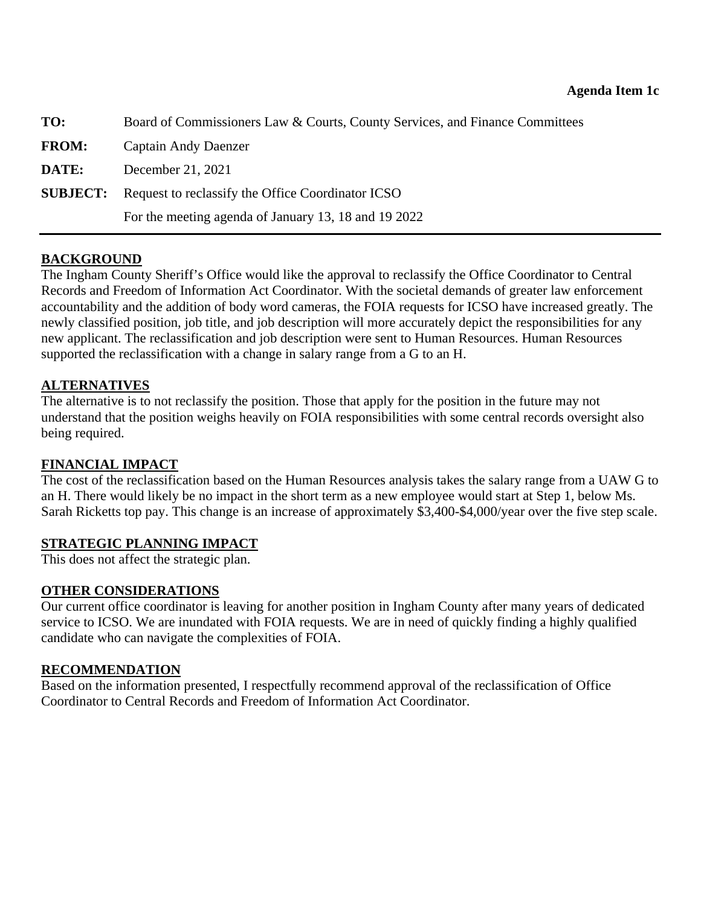**Agenda Item 1c**

| | |
|---|---|
| **TO:** | Board of Commissioners Law & Courts, County Services, and Finance Committees |
| **FROM:** | Captain Andy Daenzer |
| **DATE:** | December 21, 2021 |
| **SUBJECT:** | Request to reclassify the Office Coordinator ICSO |
| | For the meeting agenda of January 13, 18 and 19 2022 |

---

## BACKGROUND

The Ingham County Sheriff's Office would like the approval to reclassify the Office Coordinator to Central Records and Freedom of Information Act Coordinator. With the societal demands of greater law enforcement accountability and the addition of body word cameras, the FOIA requests for ICSO have increased greatly. The newly classified position, job title, and job description will more accurately depict the responsibilities for any new applicant. The reclassification and job description were sent to Human Resources. Human Resources supported the reclassification with a change in salary range from a G to an H.

## ALTERNATIVES

The alternative is to not reclassify the position. Those that apply for the position in the future may not understand that the position weighs heavily on FOIA responsibilities with some central records oversight also being required.

## FINANCIAL IMPACT

The cost of the reclassification based on the Human Resources analysis takes the salary range from a UAW G to an H. There would likely be no impact in the short term as a new employee would start at Step 1, below Ms. Sarah Ricketts top pay. This change is an increase of approximately $3,400-$4,000/year over the five step scale.

## STRATEGIC PLANNING IMPACT

This does not affect the strategic plan.

## OTHER CONSIDERATIONS

Our current office coordinator is leaving for another position in Ingham County after many years of dedicated service to ICSO. We are inundated with FOIA requests. We are in need of quickly finding a highly qualified candidate who can navigate the complexities of FOIA.

## RECOMMENDATION

Based on the information presented, I respectfully recommend approval of the reclassification of Office Coordinator to Central Records and Freedom of Information Act Coordinator.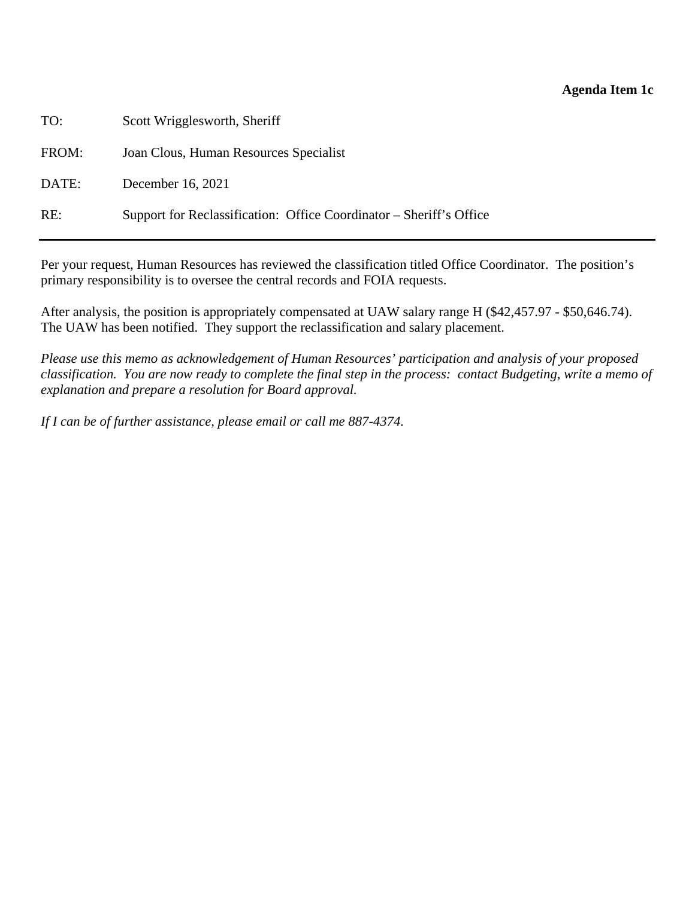**Agenda Item 1c**

| | |
|---|---|
| TO: | Scott Wrigglesworth, Sheriff |
| FROM: | Joan Clous, Human Resources Specialist |
| DATE: | December 16, 2021 |
| RE: | Support for Reclassification: Office Coordinator – Sheriff's Office |

---

Per your request, Human Resources has reviewed the classification titled Office Coordinator. The position's primary responsibility is to oversee the central records and FOIA requests.

After analysis, the position is appropriately compensated at UAW salary range H ($42,457.97 - $50,646.74). The UAW has been notified. They support the reclassification and salary placement.

*Please use this memo as acknowledgement of Human Resources' participation and analysis of your proposed classification. You are now ready to complete the final step in the process: contact Budgeting, write a memo of explanation and prepare a resolution for Board approval.*

*If I can be of further assistance, please email or call me 887-4374.*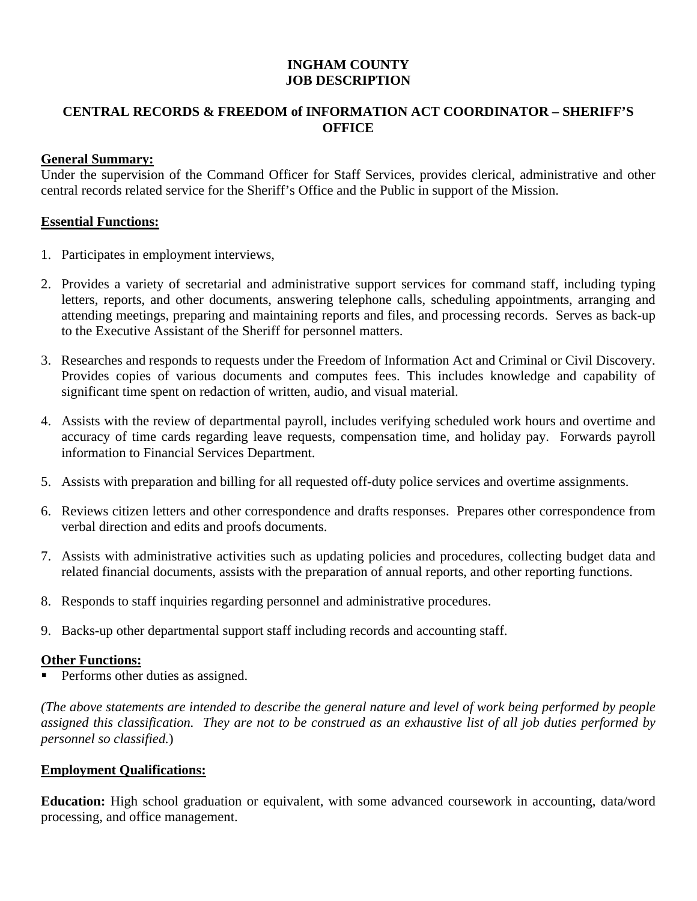**INGHAM COUNTY**
**JOB DESCRIPTION**

**CENTRAL RECORDS & FREEDOM of INFORMATION ACT COORDINATOR – SHERIFF'S OFFICE**

**General Summary:**
Under the supervision of the Command Officer for Staff Services, provides clerical, administrative and other central records related service for the Sheriff's Office and the Public in support of the Mission.

**Essential Functions:**

1. Participates in employment interviews,

2. Provides a variety of secretarial and administrative support services for command staff, including typing letters, reports, and other documents, answering telephone calls, scheduling appointments, arranging and attending meetings, preparing and maintaining reports and files, and processing records. Serves as back-up to the Executive Assistant of the Sheriff for personnel matters.

3. Researches and responds to requests under the Freedom of Information Act and Criminal or Civil Discovery. Provides copies of various documents and computes fees. This includes knowledge and capability of significant time spent on redaction of written, audio, and visual material.

4. Assists with the review of departmental payroll, includes verifying scheduled work hours and overtime and accuracy of time cards regarding leave requests, compensation time, and holiday pay. Forwards payroll information to Financial Services Department.

5. Assists with preparation and billing for all requested off-duty police services and overtime assignments.

6. Reviews citizen letters and other correspondence and drafts responses. Prepares other correspondence from verbal direction and edits and proofs documents.

7. Assists with administrative activities such as updating policies and procedures, collecting budget data and related financial documents, assists with the preparation of annual reports, and other reporting functions.

8. Responds to staff inquiries regarding personnel and administrative procedures.

9. Backs-up other departmental support staff including records and accounting staff.

**Other Functions:**

- Performs other duties as assigned.

*(The above statements are intended to describe the general nature and level of work being performed by people assigned this classification. They are not to be construed as an exhaustive list of all job duties performed by personnel so classified.*)

**Employment Qualifications:**

**Education:** High school graduation or equivalent, with some advanced coursework in accounting, data/word processing, and office management.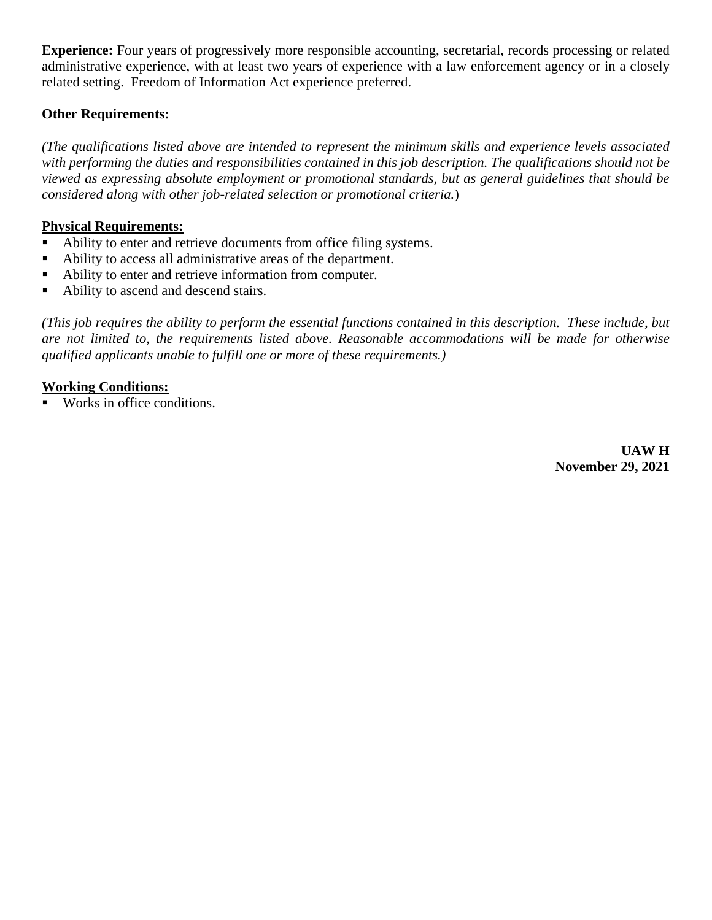**Experience:** Four years of progressively more responsible accounting, secretarial, records processing or related administrative experience, with at least two years of experience with a law enforcement agency or in a closely related setting. Freedom of Information Act experience preferred.

**Other Requirements:**

*(The qualifications listed above are intended to represent the minimum skills and experience levels associated with performing the duties and responsibilities contained in this job description. The qualifications should not be viewed as expressing absolute employment or promotional standards, but as general guidelines that should be considered along with other job-related selection or promotional criteria.)*

**Physical Requirements:**

- Ability to enter and retrieve documents from office filing systems.
- Ability to access all administrative areas of the department.
- Ability to enter and retrieve information from computer.
- Ability to ascend and descend stairs.

*(This job requires the ability to perform the essential functions contained in this description. These include, but are not limited to, the requirements listed above. Reasonable accommodations will be made for otherwise qualified applicants unable to fulfill one or more of these requirements.)*

**Working Conditions:**

- Works in office conditions.

**UAW H**
**November 29, 2021**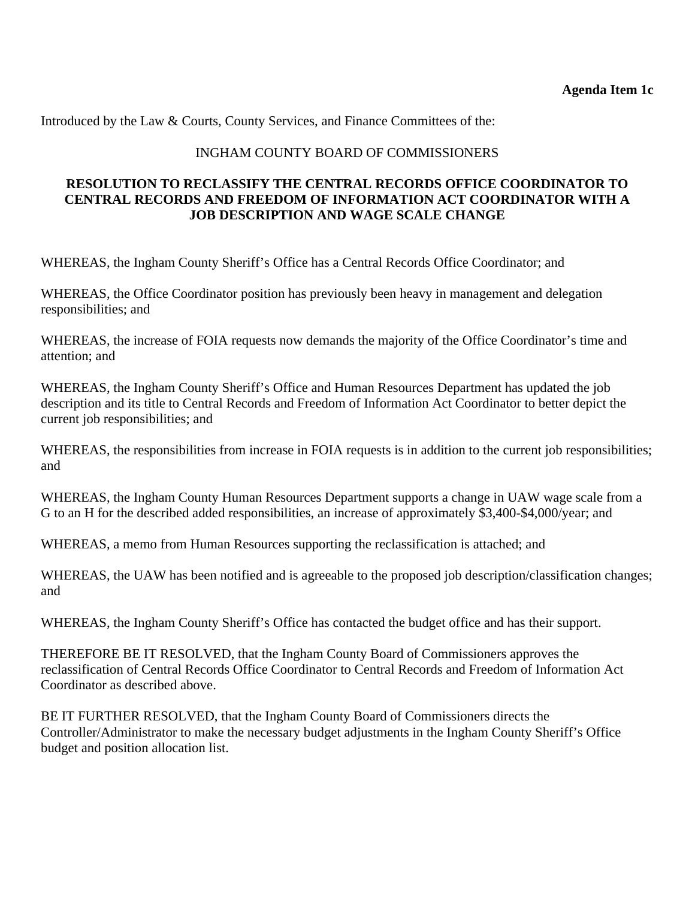**Agenda Item 1c**

Introduced by the Law & Courts, County Services, and Finance Committees of the:

INGHAM COUNTY BOARD OF COMMISSIONERS

**RESOLUTION TO RECLASSIFY THE CENTRAL RECORDS OFFICE COORDINATOR TO CENTRAL RECORDS AND FREEDOM OF INFORMATION ACT COORDINATOR WITH A JOB DESCRIPTION AND WAGE SCALE CHANGE**

WHEREAS, the Ingham County Sheriff's Office has a Central Records Office Coordinator; and

WHEREAS, the Office Coordinator position has previously been heavy in management and delegation responsibilities; and

WHEREAS, the increase of FOIA requests now demands the majority of the Office Coordinator's time and attention; and

WHEREAS, the Ingham County Sheriff's Office and Human Resources Department has updated the job description and its title to Central Records and Freedom of Information Act Coordinator to better depict the current job responsibilities; and

WHEREAS, the responsibilities from increase in FOIA requests is in addition to the current job responsibilities; and

WHEREAS, the Ingham County Human Resources Department supports a change in UAW wage scale from a G to an H for the described added responsibilities, an increase of approximately $3,400-$4,000/year; and

WHEREAS, a memo from Human Resources supporting the reclassification is attached; and

WHEREAS, the UAW has been notified and is agreeable to the proposed job description/classification changes; and

WHEREAS, the Ingham County Sheriff's Office has contacted the budget office and has their support.

THEREFORE BE IT RESOLVED, that the Ingham County Board of Commissioners approves the reclassification of Central Records Office Coordinator to Central Records and Freedom of Information Act Coordinator as described above.

BE IT FURTHER RESOLVED, that the Ingham County Board of Commissioners directs the Controller/Administrator to make the necessary budget adjustments in the Ingham County Sheriff's Office budget and position allocation list.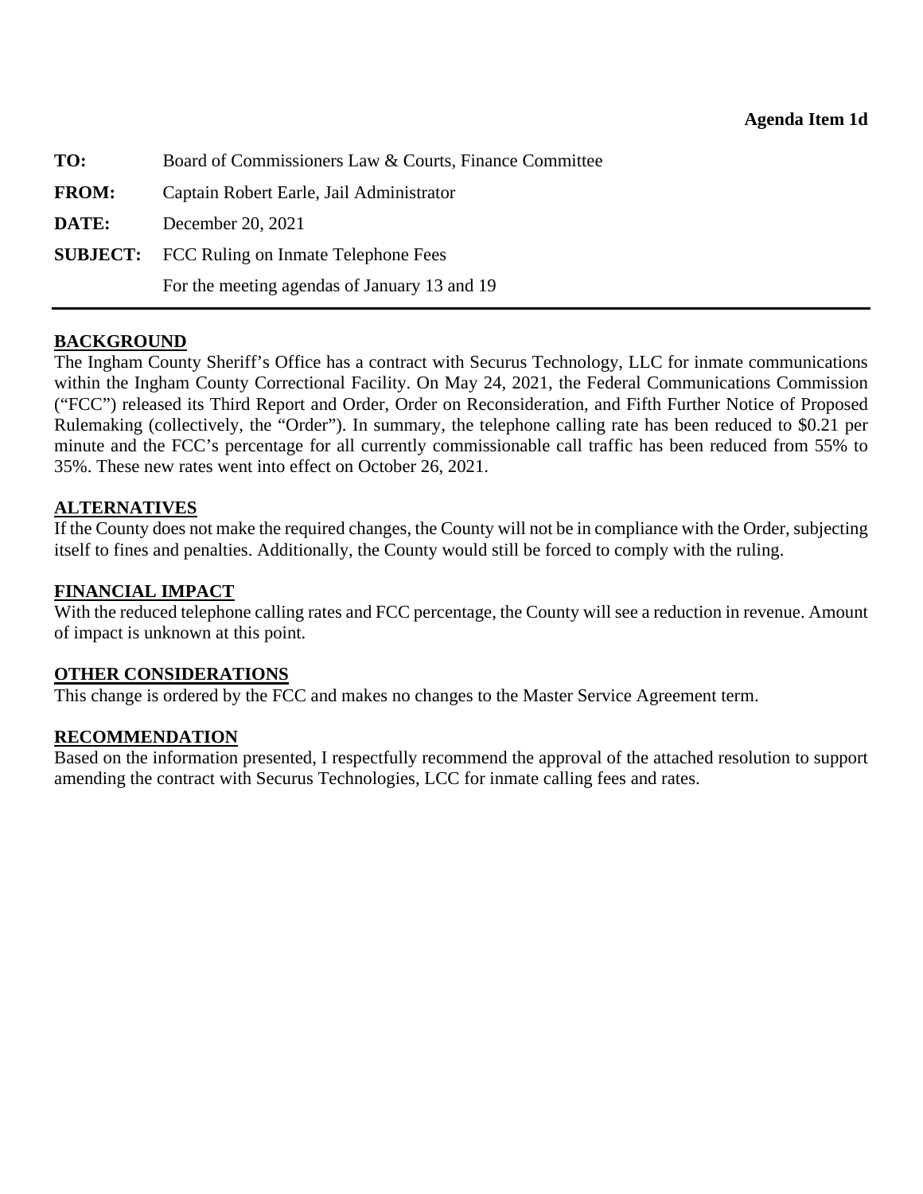**Agenda Item 1d**

**TO:** Board of Commissioners Law & Courts, Finance Committee

**FROM:** Captain Robert Earle, Jail Administrator

**DATE:** December 20, 2021

**SUBJECT:** FCC Ruling on Inmate Telephone Fees

For the meeting agendas of January 13 and 19

---

**BACKGROUND**

The Ingham County Sheriff's Office has a contract with Securus Technology, LLC for inmate communications within the Ingham County Correctional Facility. On May 24, 2021, the Federal Communications Commission ("FCC") released its Third Report and Order, Order on Reconsideration, and Fifth Further Notice of Proposed Rulemaking (collectively, the "Order"). In summary, the telephone calling rate has been reduced to $0.21 per minute and the FCC's percentage for all currently commissionable call traffic has been reduced from 55% to 35%. These new rates went into effect on October 26, 2021.

**ALTERNATIVES**

If the County does not make the required changes, the County will not be in compliance with the Order, subjecting itself to fines and penalties. Additionally, the County would still be forced to comply with the ruling.

**FINANCIAL IMPACT**

With the reduced telephone calling rates and FCC percentage, the County will see a reduction in revenue. Amount of impact is unknown at this point.

**OTHER CONSIDERATIONS**

This change is ordered by the FCC and makes no changes to the Master Service Agreement term.

**RECOMMENDATION**

Based on the information presented, I respectfully recommend the approval of the attached resolution to support amending the contract with Securus Technologies, LCC for inmate calling fees and rates.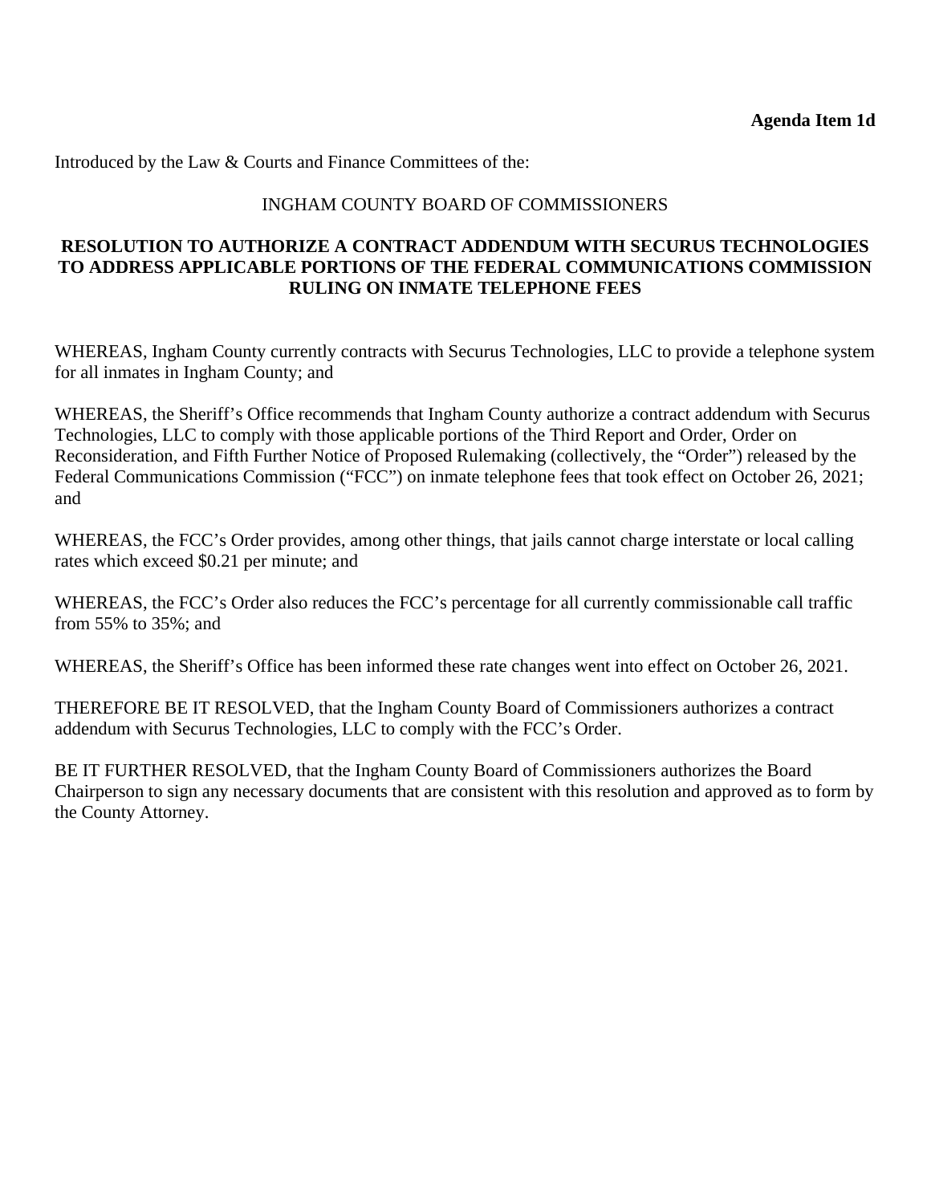**Agenda Item 1d**

Introduced by the Law & Courts and Finance Committees of the:

INGHAM COUNTY BOARD OF COMMISSIONERS

**RESOLUTION TO AUTHORIZE A CONTRACT ADDENDUM WITH SECURUS TECHNOLOGIES TO ADDRESS APPLICABLE PORTIONS OF THE FEDERAL COMMUNICATIONS COMMISSION RULING ON INMATE TELEPHONE FEES**

WHEREAS, Ingham County currently contracts with Securus Technologies, LLC to provide a telephone system for all inmates in Ingham County; and

WHEREAS, the Sheriff's Office recommends that Ingham County authorize a contract addendum with Securus Technologies, LLC to comply with those applicable portions of the Third Report and Order, Order on Reconsideration, and Fifth Further Notice of Proposed Rulemaking (collectively, the "Order") released by the Federal Communications Commission ("FCC") on inmate telephone fees that took effect on October 26, 2021; and

WHEREAS, the FCC's Order provides, among other things, that jails cannot charge interstate or local calling rates which exceed $0.21 per minute; and

WHEREAS, the FCC's Order also reduces the FCC's percentage for all currently commissionable call traffic from 55% to 35%; and

WHEREAS, the Sheriff's Office has been informed these rate changes went into effect on October 26, 2021.

THEREFORE BE IT RESOLVED, that the Ingham County Board of Commissioners authorizes a contract addendum with Securus Technologies, LLC to comply with the FCC's Order.

BE IT FURTHER RESOLVED, that the Ingham County Board of Commissioners authorizes the Board Chairperson to sign any necessary documents that are consistent with this resolution and approved as to form by the County Attorney.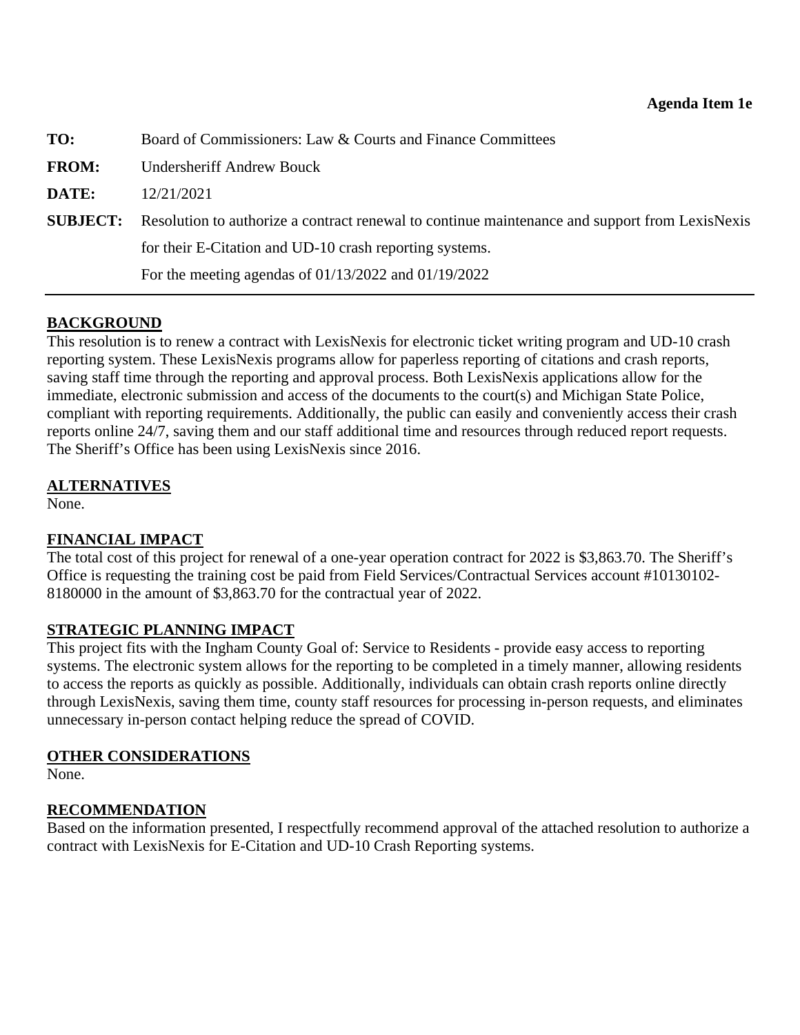**Agenda Item 1e**

**TO:** Board of Commissioners: Law & Courts and Finance Committees

**FROM:** Undersheriff Andrew Bouck

**DATE:** 12/21/2021

**SUBJECT:** Resolution to authorize a contract renewal to continue maintenance and support from LexisNexis for their E-Citation and UD-10 crash reporting systems.

For the meeting agendas of 01/13/2022 and 01/19/2022

---

## BACKGROUND

This resolution is to renew a contract with LexisNexis for electronic ticket writing program and UD-10 crash reporting system. These LexisNexis programs allow for paperless reporting of citations and crash reports, saving staff time through the reporting and approval process. Both LexisNexis applications allow for the immediate, electronic submission and access of the documents to the court(s) and Michigan State Police, compliant with reporting requirements. Additionally, the public can easily and conveniently access their crash reports online 24/7, saving them and our staff additional time and resources through reduced report requests. The Sheriff's Office has been using LexisNexis since 2016.

## ALTERNATIVES

None.

## FINANCIAL IMPACT

The total cost of this project for renewal of a one-year operation contract for 2022 is $3,863.70. The Sheriff's Office is requesting the training cost be paid from Field Services/Contractual Services account #10130102-8180000 in the amount of $3,863.70 for the contractual year of 2022.

## STRATEGIC PLANNING IMPACT

This project fits with the Ingham County Goal of: Service to Residents - provide easy access to reporting systems. The electronic system allows for the reporting to be completed in a timely manner, allowing residents to access the reports as quickly as possible. Additionally, individuals can obtain crash reports online directly through LexisNexis, saving them time, county staff resources for processing in-person requests, and eliminates unnecessary in-person contact helping reduce the spread of COVID.

## OTHER CONSIDERATIONS

None.

## RECOMMENDATION

Based on the information presented, I respectfully recommend approval of the attached resolution to authorize a contract with LexisNexis for E-Citation and UD-10 Crash Reporting systems.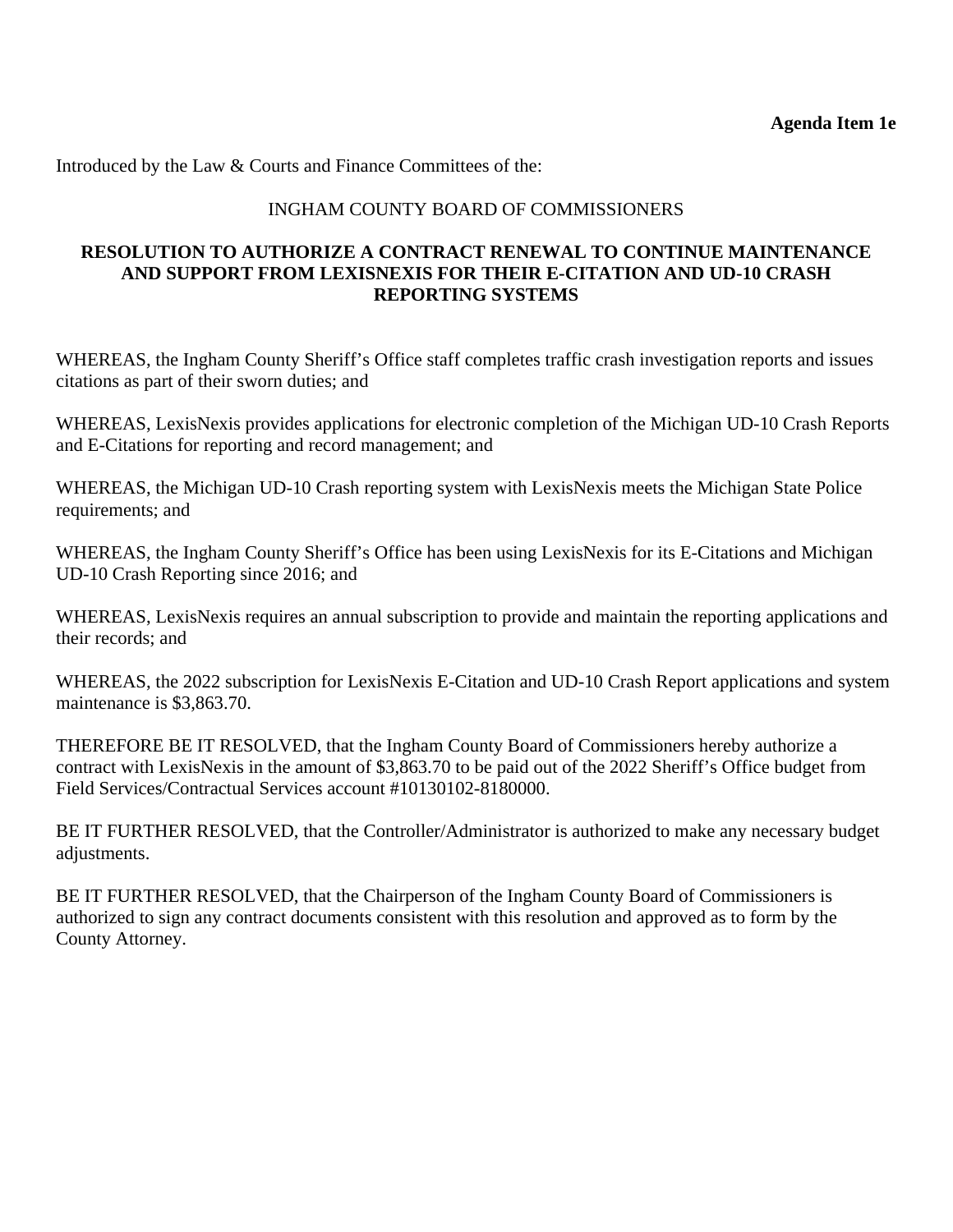**Agenda Item 1e**

Introduced by the Law & Courts and Finance Committees of the:

INGHAM COUNTY BOARD OF COMMISSIONERS

**RESOLUTION TO AUTHORIZE A CONTRACT RENEWAL TO CONTINUE MAINTENANCE AND SUPPORT FROM LEXISNEXIS FOR THEIR E-CITATION AND UD-10 CRASH REPORTING SYSTEMS**

WHEREAS, the Ingham County Sheriff's Office staff completes traffic crash investigation reports and issues citations as part of their sworn duties; and

WHEREAS, LexisNexis provides applications for electronic completion of the Michigan UD-10 Crash Reports and E-Citations for reporting and record management; and

WHEREAS, the Michigan UD-10 Crash reporting system with LexisNexis meets the Michigan State Police requirements; and

WHEREAS, the Ingham County Sheriff's Office has been using LexisNexis for its E-Citations and Michigan UD-10 Crash Reporting since 2016; and

WHEREAS, LexisNexis requires an annual subscription to provide and maintain the reporting applications and their records; and

WHEREAS, the 2022 subscription for LexisNexis E-Citation and UD-10 Crash Report applications and system maintenance is $3,863.70.

THEREFORE BE IT RESOLVED, that the Ingham County Board of Commissioners hereby authorize a contract with LexisNexis in the amount of $3,863.70 to be paid out of the 2022 Sheriff's Office budget from Field Services/Contractual Services account #10130102-8180000.

BE IT FURTHER RESOLVED, that the Controller/Administrator is authorized to make any necessary budget adjustments.

BE IT FURTHER RESOLVED, that the Chairperson of the Ingham County Board of Commissioners is authorized to sign any contract documents consistent with this resolution and approved as to form by the County Attorney.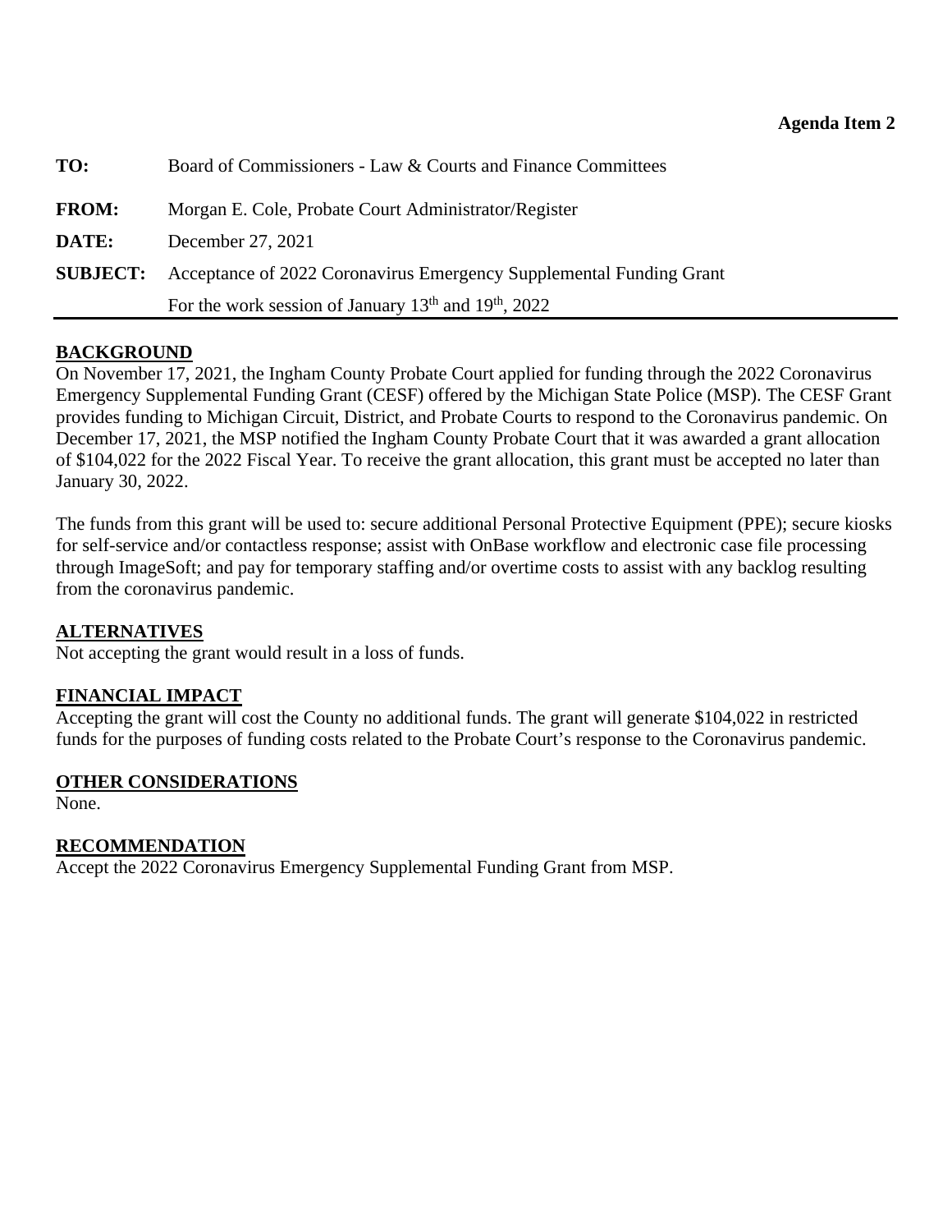**Agenda Item 2**

| | |
|---|---|
| **TO:** | Board of Commissioners - Law & Courts and Finance Committees |
| **FROM:** | Morgan E. Cole, Probate Court Administrator/Register |
| **DATE:** | December 27, 2021 |
| **SUBJECT:** | Acceptance of 2022 Coronavirus Emergency Supplemental Funding Grant<br>For the work session of January 13th and 19th, 2022 |

---

## BACKGROUND

On November 17, 2021, the Ingham County Probate Court applied for funding through the 2022 Coronavirus Emergency Supplemental Funding Grant (CESF) offered by the Michigan State Police (MSP). The CESF Grant provides funding to Michigan Circuit, District, and Probate Courts to respond to the Coronavirus pandemic. On December 17, 2021, the MSP notified the Ingham County Probate Court that it was awarded a grant allocation of $104,022 for the 2022 Fiscal Year. To receive the grant allocation, this grant must be accepted no later than January 30, 2022.

The funds from this grant will be used to: secure additional Personal Protective Equipment (PPE); secure kiosks for self-service and/or contactless response; assist with OnBase workflow and electronic case file processing through ImageSoft; and pay for temporary staffing and/or overtime costs to assist with any backlog resulting from the coronavirus pandemic.

## ALTERNATIVES

Not accepting the grant would result in a loss of funds.

## FINANCIAL IMPACT

Accepting the grant will cost the County no additional funds. The grant will generate $104,022 in restricted funds for the purposes of funding costs related to the Probate Court's response to the Coronavirus pandemic.

## OTHER CONSIDERATIONS

None.

## RECOMMENDATION

Accept the 2022 Coronavirus Emergency Supplemental Funding Grant from MSP.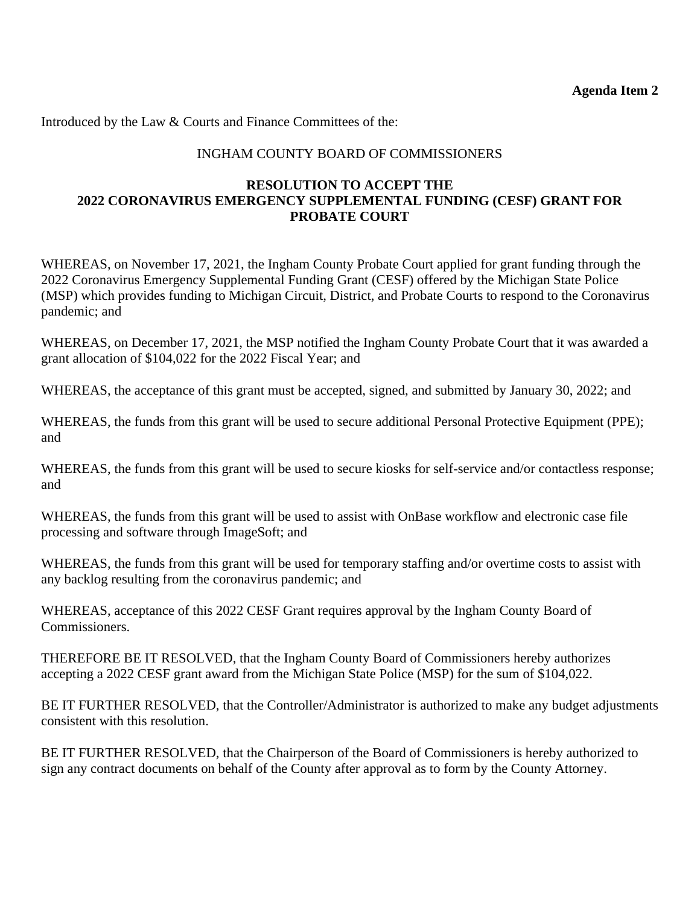**Agenda Item 2**

Introduced by the Law & Courts and Finance Committees of the:

INGHAM COUNTY BOARD OF COMMISSIONERS

**RESOLUTION TO ACCEPT THE 2022 CORONAVIRUS EMERGENCY SUPPLEMENTAL FUNDING (CESF) GRANT FOR PROBATE COURT**

WHEREAS, on November 17, 2021, the Ingham County Probate Court applied for grant funding through the 2022 Coronavirus Emergency Supplemental Funding Grant (CESF) offered by the Michigan State Police (MSP) which provides funding to Michigan Circuit, District, and Probate Courts to respond to the Coronavirus pandemic; and

WHEREAS, on December 17, 2021, the MSP notified the Ingham County Probate Court that it was awarded a grant allocation of $104,022 for the 2022 Fiscal Year; and

WHEREAS, the acceptance of this grant must be accepted, signed, and submitted by January 30, 2022; and

WHEREAS, the funds from this grant will be used to secure additional Personal Protective Equipment (PPE); and

WHEREAS, the funds from this grant will be used to secure kiosks for self-service and/or contactless response; and

WHEREAS, the funds from this grant will be used to assist with OnBase workflow and electronic case file processing and software through ImageSoft; and

WHEREAS, the funds from this grant will be used for temporary staffing and/or overtime costs to assist with any backlog resulting from the coronavirus pandemic; and

WHEREAS, acceptance of this 2022 CESF Grant requires approval by the Ingham County Board of Commissioners.

THEREFORE BE IT RESOLVED, that the Ingham County Board of Commissioners hereby authorizes accepting a 2022 CESF grant award from the Michigan State Police (MSP) for the sum of $104,022.

BE IT FURTHER RESOLVED, that the Controller/Administrator is authorized to make any budget adjustments consistent with this resolution.

BE IT FURTHER RESOLVED, that the Chairperson of the Board of Commissioners is hereby authorized to sign any contract documents on behalf of the County after approval as to form by the County Attorney.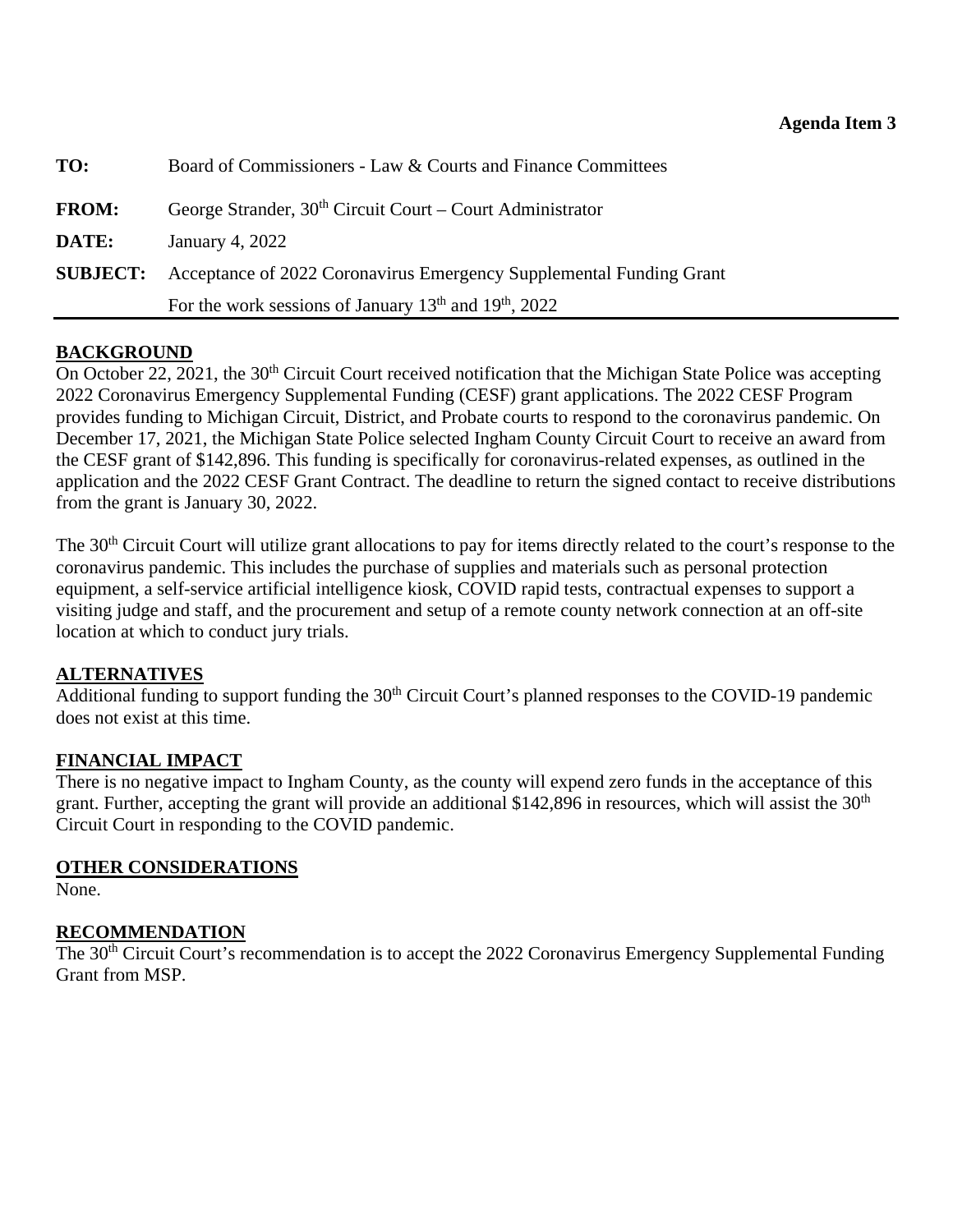**Agenda Item 3**

**TO:** Board of Commissioners - Law & Courts and Finance Committees

**FROM:** George Strander, 30th Circuit Court – Court Administrator

**DATE:** January 4, 2022

**SUBJECT:** Acceptance of 2022 Coronavirus Emergency Supplemental Funding Grant
For the work sessions of January 13th and 19th, 2022

---

## BACKGROUND

On October 22, 2021, the 30th Circuit Court received notification that the Michigan State Police was accepting 2022 Coronavirus Emergency Supplemental Funding (CESF) grant applications. The 2022 CESF Program provides funding to Michigan Circuit, District, and Probate courts to respond to the coronavirus pandemic. On December 17, 2021, the Michigan State Police selected Ingham County Circuit Court to receive an award from the CESF grant of $142,896. This funding is specifically for coronavirus-related expenses, as outlined in the application and the 2022 CESF Grant Contract. The deadline to return the signed contact to receive distributions from the grant is January 30, 2022.

The 30th Circuit Court will utilize grant allocations to pay for items directly related to the court's response to the coronavirus pandemic. This includes the purchase of supplies and materials such as personal protection equipment, a self-service artificial intelligence kiosk, COVID rapid tests, contractual expenses to support a visiting judge and staff, and the procurement and setup of a remote county network connection at an off-site location at which to conduct jury trials.

## ALTERNATIVES

Additional funding to support funding the 30th Circuit Court's planned responses to the COVID-19 pandemic does not exist at this time.

## FINANCIAL IMPACT

There is no negative impact to Ingham County, as the county will expend zero funds in the acceptance of this grant. Further, accepting the grant will provide an additional $142,896 in resources, which will assist the 30th Circuit Court in responding to the COVID pandemic.

## OTHER CONSIDERATIONS

None.

## RECOMMENDATION

The 30th Circuit Court's recommendation is to accept the 2022 Coronavirus Emergency Supplemental Funding Grant from MSP.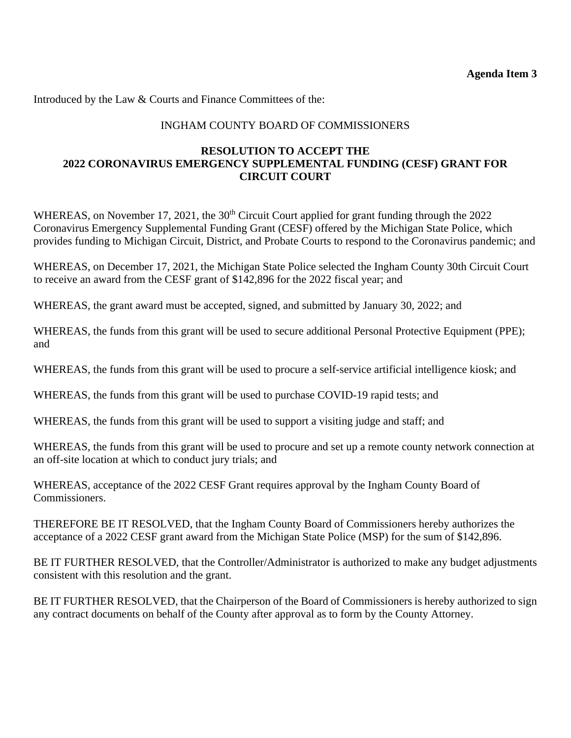**Agenda Item 3**

Introduced by the Law & Courts and Finance Committees of the:

INGHAM COUNTY BOARD OF COMMISSIONERS

**RESOLUTION TO ACCEPT THE 2022 CORONAVIRUS EMERGENCY SUPPLEMENTAL FUNDING (CESF) GRANT FOR CIRCUIT COURT**

WHEREAS, on November 17, 2021, the 30th Circuit Court applied for grant funding through the 2022 Coronavirus Emergency Supplemental Funding Grant (CESF) offered by the Michigan State Police, which provides funding to Michigan Circuit, District, and Probate Courts to respond to the Coronavirus pandemic; and

WHEREAS, on December 17, 2021, the Michigan State Police selected the Ingham County 30th Circuit Court to receive an award from the CESF grant of $142,896 for the 2022 fiscal year; and

WHEREAS, the grant award must be accepted, signed, and submitted by January 30, 2022; and

WHEREAS, the funds from this grant will be used to secure additional Personal Protective Equipment (PPE); and

WHEREAS, the funds from this grant will be used to procure a self-service artificial intelligence kiosk; and

WHEREAS, the funds from this grant will be used to purchase COVID-19 rapid tests; and

WHEREAS, the funds from this grant will be used to support a visiting judge and staff; and

WHEREAS, the funds from this grant will be used to procure and set up a remote county network connection at an off-site location at which to conduct jury trials; and

WHEREAS, acceptance of the 2022 CESF Grant requires approval by the Ingham County Board of Commissioners.

THEREFORE BE IT RESOLVED, that the Ingham County Board of Commissioners hereby authorizes the acceptance of a 2022 CESF grant award from the Michigan State Police (MSP) for the sum of $142,896.

BE IT FURTHER RESOLVED, that the Controller/Administrator is authorized to make any budget adjustments consistent with this resolution and the grant.

BE IT FURTHER RESOLVED, that the Chairperson of the Board of Commissioners is hereby authorized to sign any contract documents on behalf of the County after approval as to form by the County Attorney.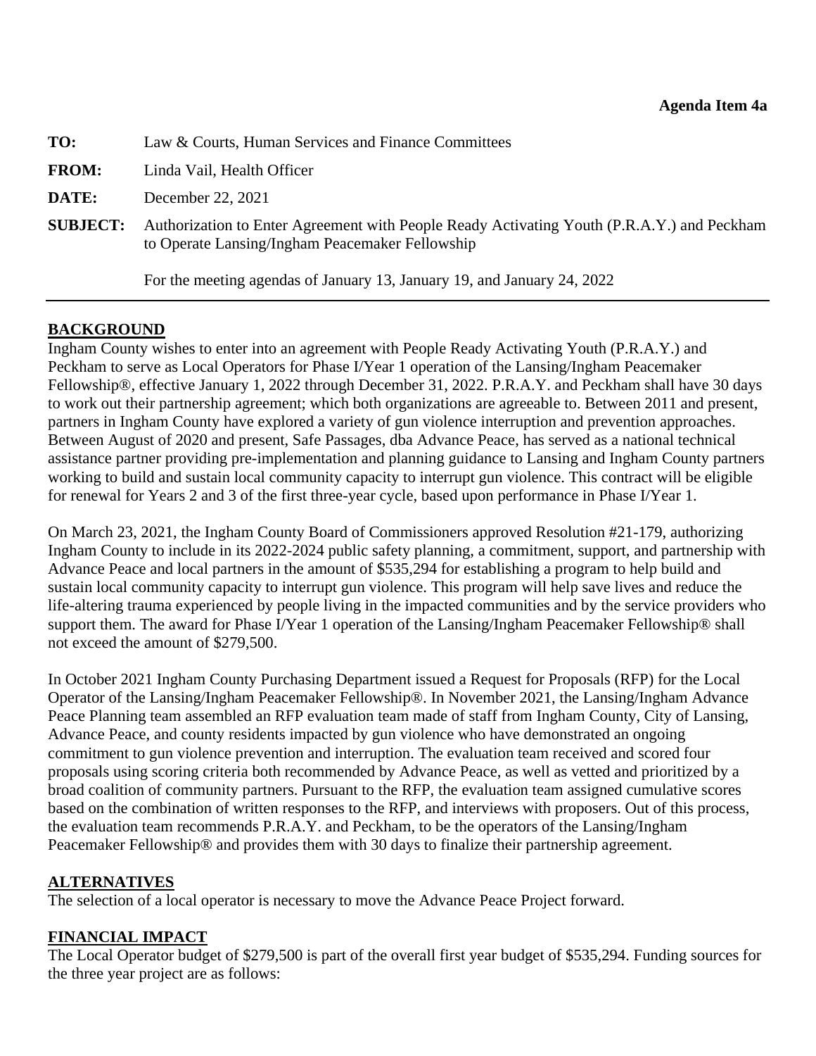**Agenda Item 4a**

**TO:** Law & Courts, Human Services and Finance Committees

**FROM:** Linda Vail, Health Officer

**DATE:** December 22, 2021

**SUBJECT:** Authorization to Enter Agreement with People Ready Activating Youth (P.R.A.Y.) and Peckham to Operate Lansing/Ingham Peacemaker Fellowship

For the meeting agendas of January 13, January 19, and January 24, 2022

---

## BACKGROUND

Ingham County wishes to enter into an agreement with People Ready Activating Youth (P.R.A.Y.) and Peckham to serve as Local Operators for Phase I/Year 1 operation of the Lansing/Ingham Peacemaker Fellowship®, effective January 1, 2022 through December 31, 2022. P.R.A.Y. and Peckham shall have 30 days to work out their partnership agreement; which both organizations are agreeable to. Between 2011 and present, partners in Ingham County have explored a variety of gun violence interruption and prevention approaches. Between August of 2020 and present, Safe Passages, dba Advance Peace, has served as a national technical assistance partner providing pre-implementation and planning guidance to Lansing and Ingham County partners working to build and sustain local community capacity to interrupt gun violence. This contract will be eligible for renewal for Years 2 and 3 of the first three-year cycle, based upon performance in Phase I/Year 1.

On March 23, 2021, the Ingham County Board of Commissioners approved Resolution #21-179, authorizing Ingham County to include in its 2022-2024 public safety planning, a commitment, support, and partnership with Advance Peace and local partners in the amount of $535,294 for establishing a program to help build and sustain local community capacity to interrupt gun violence. This program will help save lives and reduce the life-altering trauma experienced by people living in the impacted communities and by the service providers who support them. The award for Phase I/Year 1 operation of the Lansing/Ingham Peacemaker Fellowship® shall not exceed the amount of $279,500.

In October 2021 Ingham County Purchasing Department issued a Request for Proposals (RFP) for the Local Operator of the Lansing/Ingham Peacemaker Fellowship®. In November 2021, the Lansing/Ingham Advance Peace Planning team assembled an RFP evaluation team made of staff from Ingham County, City of Lansing, Advance Peace, and county residents impacted by gun violence who have demonstrated an ongoing commitment to gun violence prevention and interruption. The evaluation team received and scored four proposals using scoring criteria both recommended by Advance Peace, as well as vetted and prioritized by a broad coalition of community partners. Pursuant to the RFP, the evaluation team assigned cumulative scores based on the combination of written responses to the RFP, and interviews with proposers. Out of this process, the evaluation team recommends P.R.A.Y. and Peckham, to be the operators of the Lansing/Ingham Peacemaker Fellowship® and provides them with 30 days to finalize their partnership agreement.

## ALTERNATIVES

The selection of a local operator is necessary to move the Advance Peace Project forward.

## FINANCIAL IMPACT

The Local Operator budget of $279,500 is part of the overall first year budget of $535,294. Funding sources for the three year project are as follows: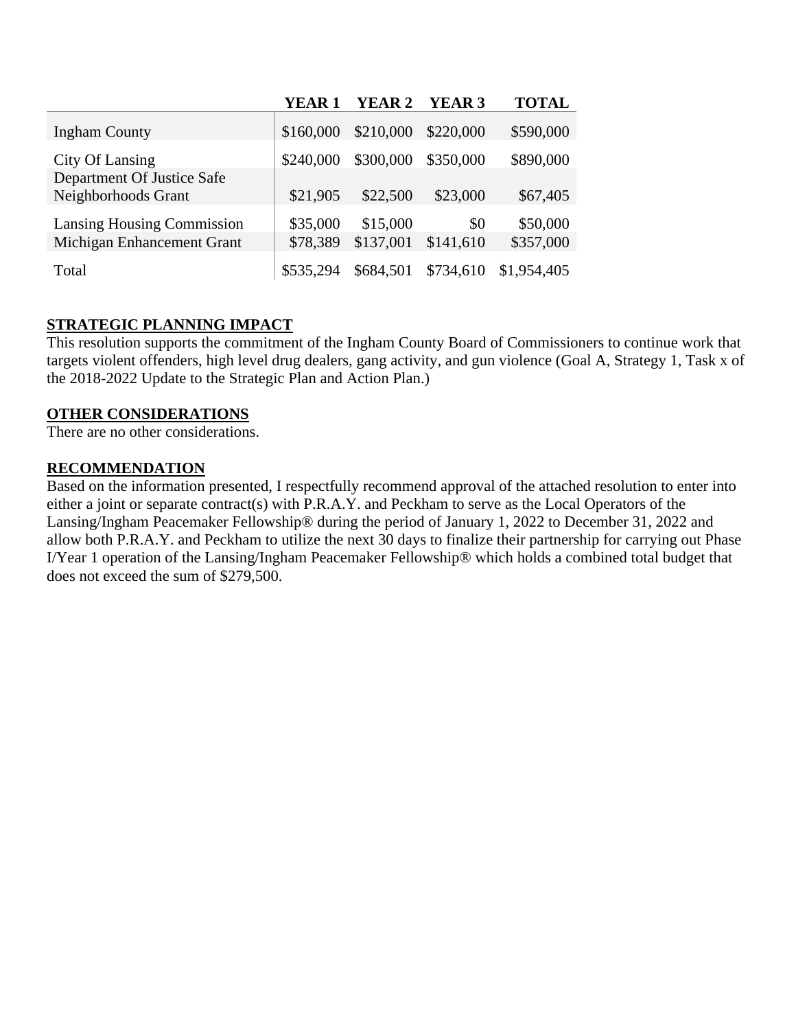| | YEAR 1 | YEAR 2 | YEAR 3 | TOTAL |
|---|---|---|---|---|
| Ingham County | $160,000 | $210,000 | $220,000 | $590,000 |
| City Of Lansing | $240,000 | $300,000 | $350,000 | $890,000 |
| Department Of Justice Safe Neighborhoods Grant | $21,905 | $22,500 | $23,000 | $67,405 |
| Lansing Housing Commission | $35,000 | $15,000 | $0 | $50,000 |
| Michigan Enhancement Grant | $78,389 | $137,001 | $141,610 | $357,000 |
| Total | $535,294 | $684,501 | $734,610 | $1,954,405 |

**STRATEGIC PLANNING IMPACT**

This resolution supports the commitment of the Ingham County Board of Commissioners to continue work that targets violent offenders, high level drug dealers, gang activity, and gun violence (Goal A, Strategy 1, Task x of the 2018-2022 Update to the Strategic Plan and Action Plan.)

**OTHER CONSIDERATIONS**

There are no other considerations.

**RECOMMENDATION**

Based on the information presented, I respectfully recommend approval of the attached resolution to enter into either a joint or separate contract(s) with P.R.A.Y. and Peckham to serve as the Local Operators of the Lansing/Ingham Peacemaker Fellowship® during the period of January 1, 2022 to December 31, 2022 and allow both P.R.A.Y. and Peckham to utilize the next 30 days to finalize their partnership for carrying out Phase I/Year 1 operation of the Lansing/Ingham Peacemaker Fellowship® which holds a combined total budget that does not exceed the sum of $279,500.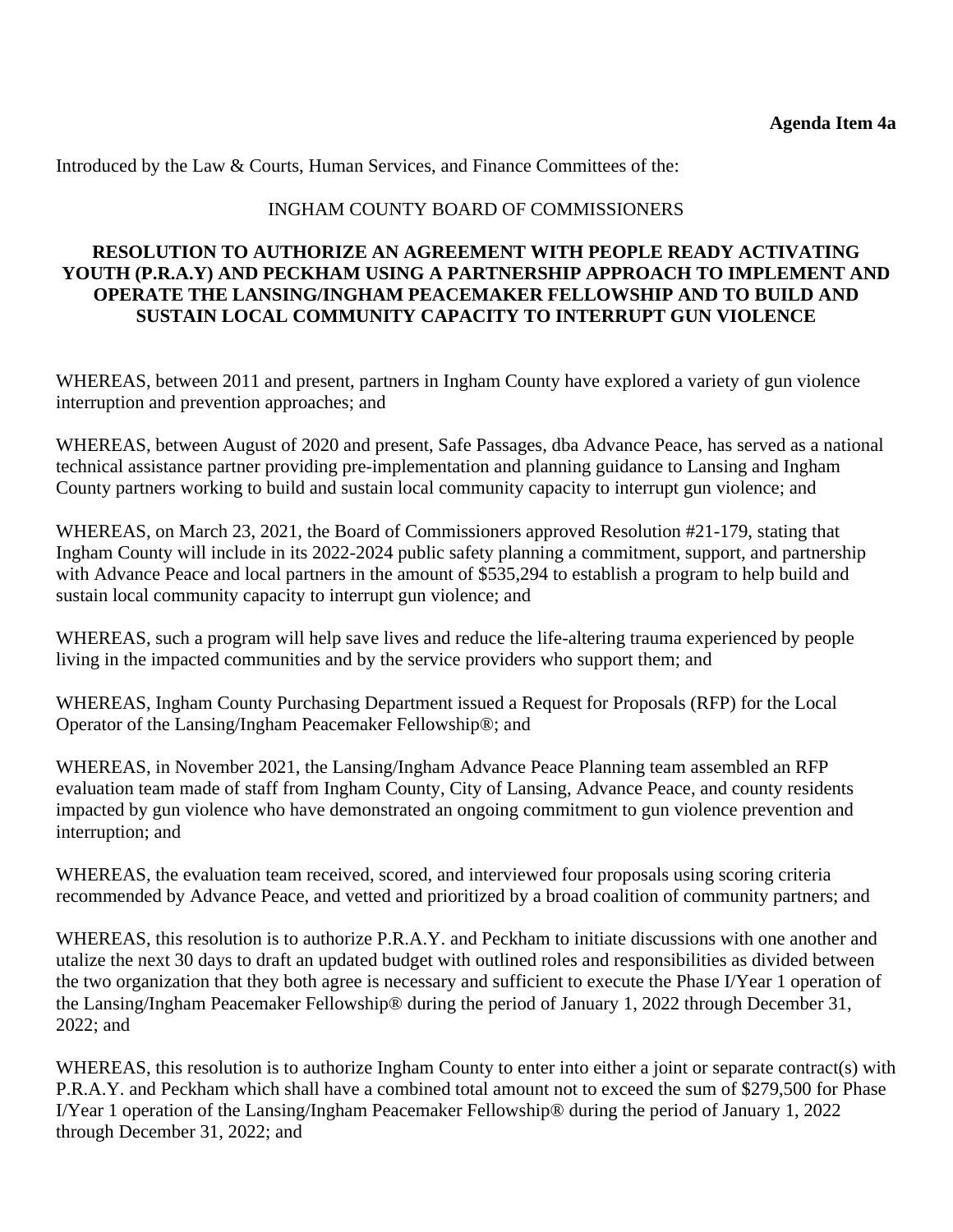**Agenda Item 4a**

Introduced by the Law & Courts, Human Services, and Finance Committees of the:

INGHAM COUNTY BOARD OF COMMISSIONERS

**RESOLUTION TO AUTHORIZE AN AGREEMENT WITH PEOPLE READY ACTIVATING YOUTH (P.R.A.Y) AND PECKHAM USING A PARTNERSHIP APPROACH TO IMPLEMENT AND OPERATE THE LANSING/INGHAM PEACEMAKER FELLOWSHIP AND TO BUILD AND SUSTAIN LOCAL COMMUNITY CAPACITY TO INTERRUPT GUN VIOLENCE**

WHEREAS, between 2011 and present, partners in Ingham County have explored a variety of gun violence interruption and prevention approaches; and

WHEREAS, between August of 2020 and present, Safe Passages, dba Advance Peace, has served as a national technical assistance partner providing pre-implementation and planning guidance to Lansing and Ingham County partners working to build and sustain local community capacity to interrupt gun violence; and

WHEREAS, on March 23, 2021, the Board of Commissioners approved Resolution #21-179, stating that Ingham County will include in its 2022-2024 public safety planning a commitment, support, and partnership with Advance Peace and local partners in the amount of $535,294 to establish a program to help build and sustain local community capacity to interrupt gun violence; and

WHEREAS, such a program will help save lives and reduce the life-altering trauma experienced by people living in the impacted communities and by the service providers who support them; and

WHEREAS, Ingham County Purchasing Department issued a Request for Proposals (RFP) for the Local Operator of the Lansing/Ingham Peacemaker Fellowship®; and

WHEREAS, in November 2021, the Lansing/Ingham Advance Peace Planning team assembled an RFP evaluation team made of staff from Ingham County, City of Lansing, Advance Peace, and county residents impacted by gun violence who have demonstrated an ongoing commitment to gun violence prevention and interruption; and

WHEREAS, the evaluation team received, scored, and interviewed four proposals using scoring criteria recommended by Advance Peace, and vetted and prioritized by a broad coalition of community partners; and

WHEREAS, this resolution is to authorize P.R.A.Y. and Peckham to initiate discussions with one another and utalize the next 30 days to draft an updated budget with outlined roles and responsibilities as divided between the two organization that they both agree is necessary and sufficient to execute the Phase I/Year 1 operation of the Lansing/Ingham Peacemaker Fellowship® during the period of January 1, 2022 through December 31, 2022; and

WHEREAS, this resolution is to authorize Ingham County to enter into either a joint or separate contract(s) with P.R.A.Y. and Peckham which shall have a combined total amount not to exceed the sum of $279,500 for Phase I/Year 1 operation of the Lansing/Ingham Peacemaker Fellowship® during the period of January 1, 2022 through December 31, 2022; and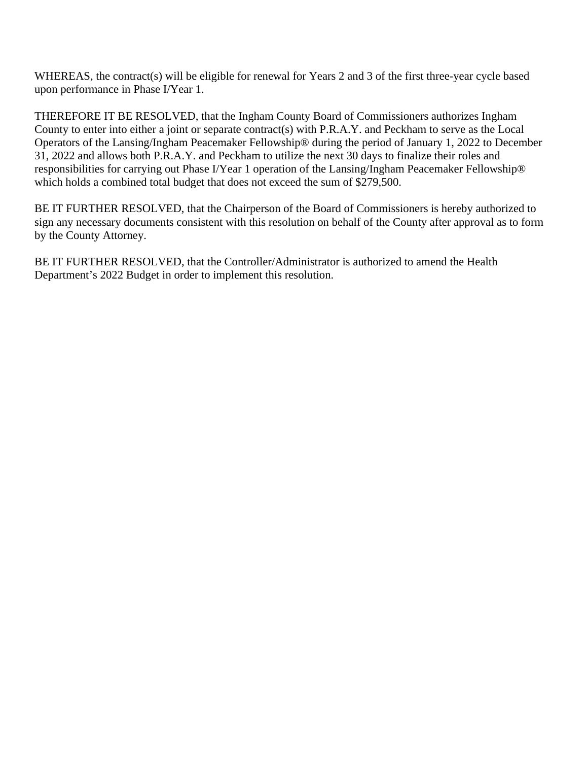WHEREAS, the contract(s) will be eligible for renewal for Years 2 and 3 of the first three-year cycle based upon performance in Phase I/Year 1.

THEREFORE IT BE RESOLVED, that the Ingham County Board of Commissioners authorizes Ingham County to enter into either a joint or separate contract(s) with P.R.A.Y. and Peckham to serve as the Local Operators of the Lansing/Ingham Peacemaker Fellowship® during the period of January 1, 2022 to December 31, 2022 and allows both P.R.A.Y. and Peckham to utilize the next 30 days to finalize their roles and responsibilities for carrying out Phase I/Year 1 operation of the Lansing/Ingham Peacemaker Fellowship® which holds a combined total budget that does not exceed the sum of $279,500.

BE IT FURTHER RESOLVED, that the Chairperson of the Board of Commissioners is hereby authorized to sign any necessary documents consistent with this resolution on behalf of the County after approval as to form by the County Attorney.

BE IT FURTHER RESOLVED, that the Controller/Administrator is authorized to amend the Health Department's 2022 Budget in order to implement this resolution.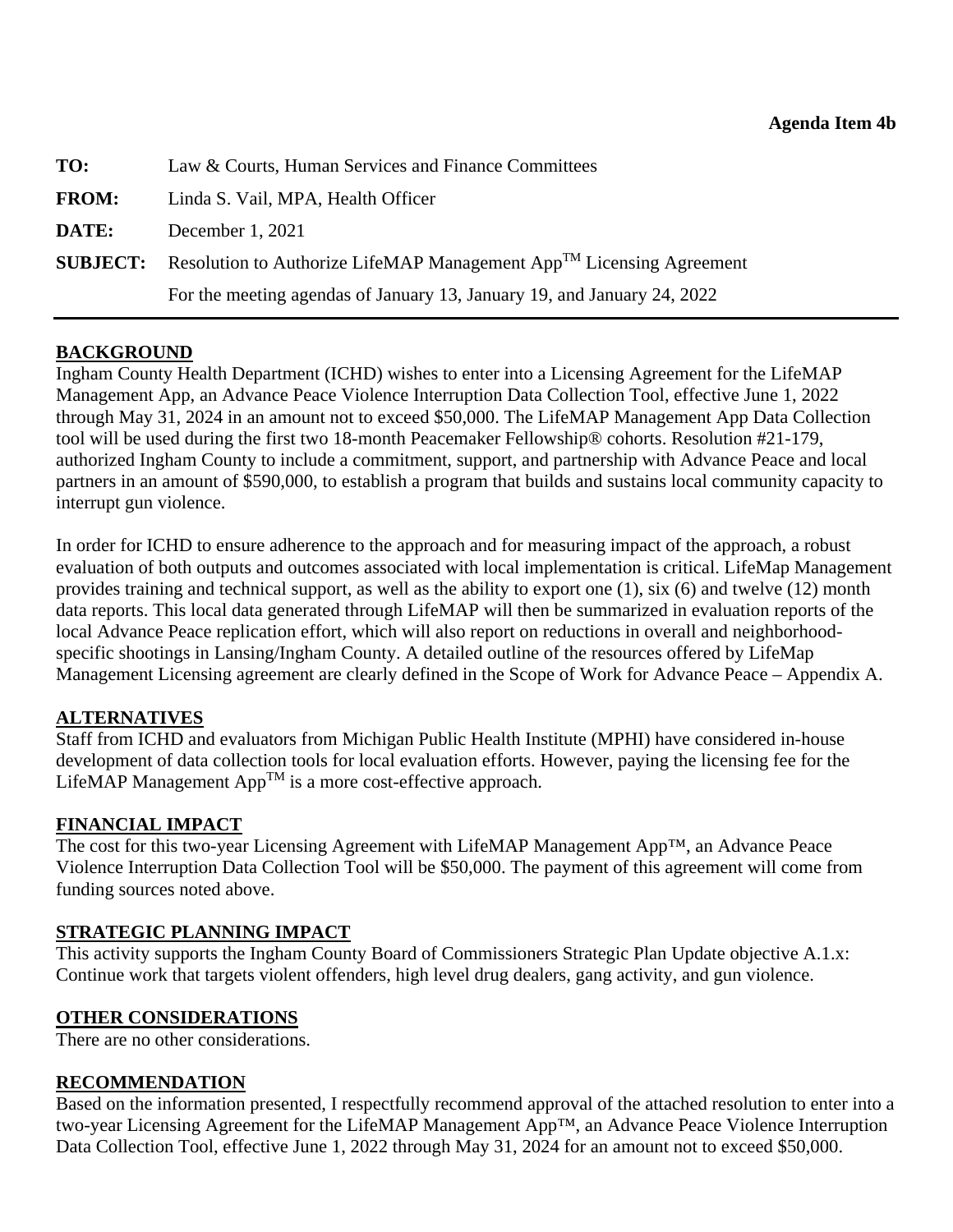**Agenda Item 4b**

**TO:** Law & Courts, Human Services and Finance Committees

**FROM:** Linda S. Vail, MPA, Health Officer

**DATE:** December 1, 2021

**SUBJECT:** Resolution to Authorize LifeMAP Management App™ Licensing Agreement
For the meeting agendas of January 13, January 19, and January 24, 2022

---

## BACKGROUND

Ingham County Health Department (ICHD) wishes to enter into a Licensing Agreement for the LifeMAP Management App, an Advance Peace Violence Interruption Data Collection Tool, effective June 1, 2022 through May 31, 2024 in an amount not to exceed $50,000. The LifeMAP Management App Data Collection tool will be used during the first two 18-month Peacemaker Fellowship® cohorts. Resolution #21-179, authorized Ingham County to include a commitment, support, and partnership with Advance Peace and local partners in an amount of $590,000, to establish a program that builds and sustains local community capacity to interrupt gun violence.

In order for ICHD to ensure adherence to the approach and for measuring impact of the approach, a robust evaluation of both outputs and outcomes associated with local implementation is critical. LifeMap Management provides training and technical support, as well as the ability to export one (1), six (6) and twelve (12) month data reports. This local data generated through LifeMAP will then be summarized in evaluation reports of the local Advance Peace replication effort, which will also report on reductions in overall and neighborhood-specific shootings in Lansing/Ingham County. A detailed outline of the resources offered by LifeMap Management Licensing agreement are clearly defined in the Scope of Work for Advance Peace – Appendix A.

## ALTERNATIVES

Staff from ICHD and evaluators from Michigan Public Health Institute (MPHI) have considered in-house development of data collection tools for local evaluation efforts. However, paying the licensing fee for the LifeMAP Management App™ is a more cost-effective approach.

## FINANCIAL IMPACT

The cost for this two-year Licensing Agreement with LifeMAP Management App™, an Advance Peace Violence Interruption Data Collection Tool will be $50,000. The payment of this agreement will come from funding sources noted above.

## STRATEGIC PLANNING IMPACT

This activity supports the Ingham County Board of Commissioners Strategic Plan Update objective A.1.x: Continue work that targets violent offenders, high level drug dealers, gang activity, and gun violence.

## OTHER CONSIDERATIONS

There are no other considerations.

## RECOMMENDATION

Based on the information presented, I respectfully recommend approval of the attached resolution to enter into a two-year Licensing Agreement for the LifeMAP Management App™, an Advance Peace Violence Interruption Data Collection Tool, effective June 1, 2022 through May 31, 2024 for an amount not to exceed $50,000.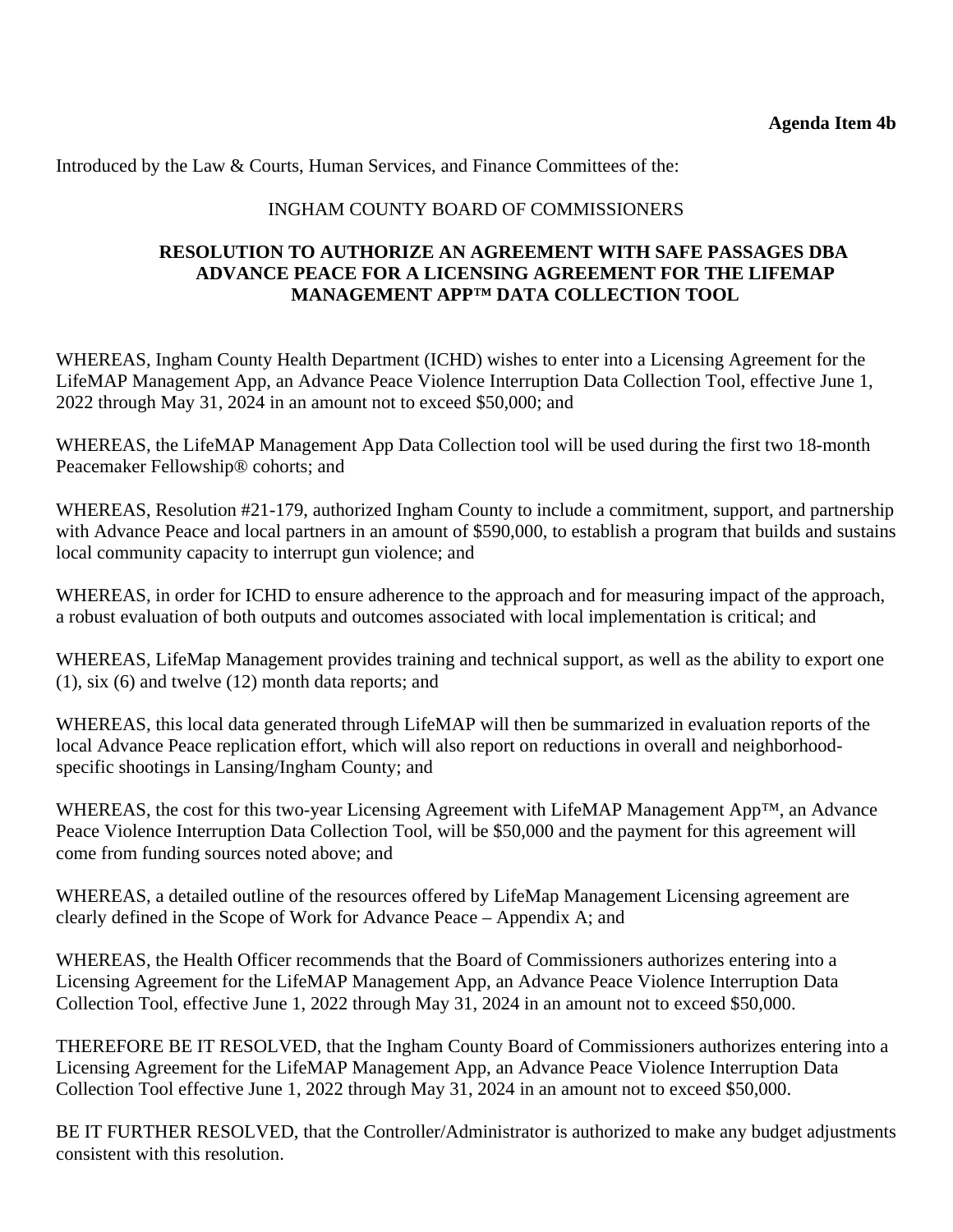**Agenda Item 4b**

Introduced by the Law & Courts, Human Services, and Finance Committees of the:

INGHAM COUNTY BOARD OF COMMISSIONERS

**RESOLUTION TO AUTHORIZE AN AGREEMENT WITH SAFE PASSAGES DBA ADVANCE PEACE FOR A LICENSING AGREEMENT FOR THE LIFEMAP MANAGEMENT APP™ DATA COLLECTION TOOL**

WHEREAS, Ingham County Health Department (ICHD) wishes to enter into a Licensing Agreement for the LifeMAP Management App, an Advance Peace Violence Interruption Data Collection Tool, effective June 1, 2022 through May 31, 2024 in an amount not to exceed $50,000; and

WHEREAS, the LifeMAP Management App Data Collection tool will be used during the first two 18-month Peacemaker Fellowship® cohorts; and

WHEREAS, Resolution #21-179, authorized Ingham County to include a commitment, support, and partnership with Advance Peace and local partners in an amount of $590,000, to establish a program that builds and sustains local community capacity to interrupt gun violence; and

WHEREAS, in order for ICHD to ensure adherence to the approach and for measuring impact of the approach, a robust evaluation of both outputs and outcomes associated with local implementation is critical; and

WHEREAS, LifeMap Management provides training and technical support, as well as the ability to export one (1), six (6) and twelve (12) month data reports; and

WHEREAS, this local data generated through LifeMAP will then be summarized in evaluation reports of the local Advance Peace replication effort, which will also report on reductions in overall and neighborhood-specific shootings in Lansing/Ingham County; and

WHEREAS, the cost for this two-year Licensing Agreement with LifeMAP Management App™, an Advance Peace Violence Interruption Data Collection Tool, will be $50,000 and the payment for this agreement will come from funding sources noted above; and

WHEREAS, a detailed outline of the resources offered by LifeMap Management Licensing agreement are clearly defined in the Scope of Work for Advance Peace – Appendix A; and

WHEREAS, the Health Officer recommends that the Board of Commissioners authorizes entering into a Licensing Agreement for the LifeMAP Management App, an Advance Peace Violence Interruption Data Collection Tool, effective June 1, 2022 through May 31, 2024 in an amount not to exceed $50,000.

THEREFORE BE IT RESOLVED, that the Ingham County Board of Commissioners authorizes entering into a Licensing Agreement for the LifeMAP Management App, an Advance Peace Violence Interruption Data Collection Tool effective June 1, 2022 through May 31, 2024 in an amount not to exceed $50,000.

BE IT FURTHER RESOLVED, that the Controller/Administrator is authorized to make any budget adjustments consistent with this resolution.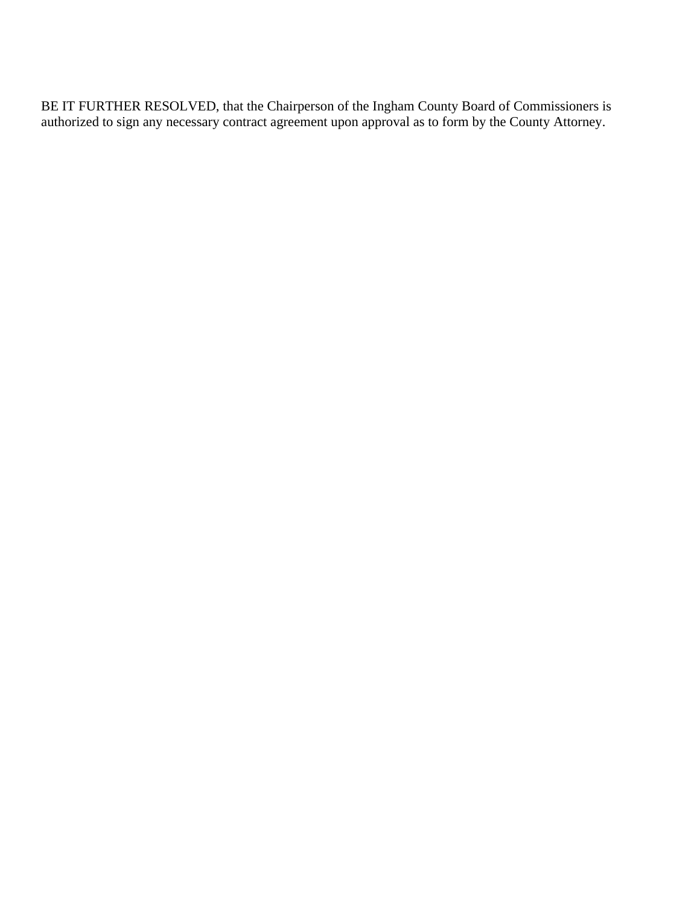BE IT FURTHER RESOLVED, that the Chairperson of the Ingham County Board of Commissioners is authorized to sign any necessary contract agreement upon approval as to form by the County Attorney.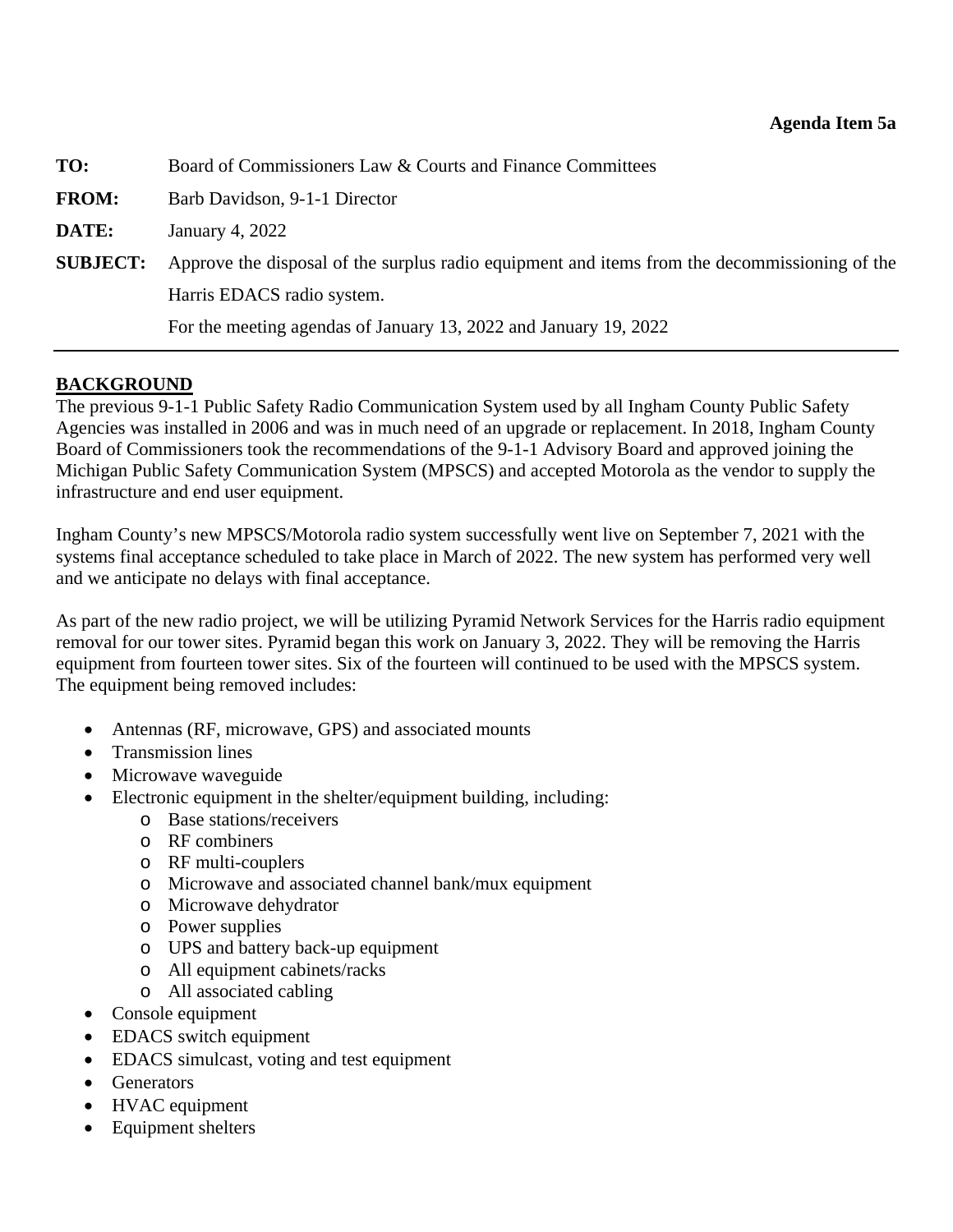**Agenda Item 5a**

**TO:** Board of Commissioners Law & Courts and Finance Committees

**FROM:** Barb Davidson, 9-1-1 Director

**DATE:** January 4, 2022

**SUBJECT:** Approve the disposal of the surplus radio equipment and items from the decommissioning of the Harris EDACS radio system.

For the meeting agendas of January 13, 2022 and January 19, 2022

---

**BACKGROUND**

The previous 9-1-1 Public Safety Radio Communication System used by all Ingham County Public Safety Agencies was installed in 2006 and was in much need of an upgrade or replacement. In 2018, Ingham County Board of Commissioners took the recommendations of the 9-1-1 Advisory Board and approved joining the Michigan Public Safety Communication System (MPSCS) and accepted Motorola as the vendor to supply the infrastructure and end user equipment.

Ingham County's new MPSCS/Motorola radio system successfully went live on September 7, 2021 with the systems final acceptance scheduled to take place in March of 2022. The new system has performed very well and we anticipate no delays with final acceptance.

As part of the new radio project, we will be utilizing Pyramid Network Services for the Harris radio equipment removal for our tower sites. Pyramid began this work on January 3, 2022. They will be removing the Harris equipment from fourteen tower sites. Six of the fourteen will continued to be used with the MPSCS system. The equipment being removed includes:

- Antennas (RF, microwave, GPS) and associated mounts
- Transmission lines
- Microwave waveguide
- Electronic equipment in the shelter/equipment building, including:
  - Base stations/receivers
  - RF combiners
  - RF multi-couplers
  - Microwave and associated channel bank/mux equipment
  - Microwave dehydrator
  - Power supplies
  - UPS and battery back-up equipment
  - All equipment cabinets/racks
  - All associated cabling
- Console equipment
- EDACS switch equipment
- EDACS simulcast, voting and test equipment
- Generators
- HVAC equipment
- Equipment shelters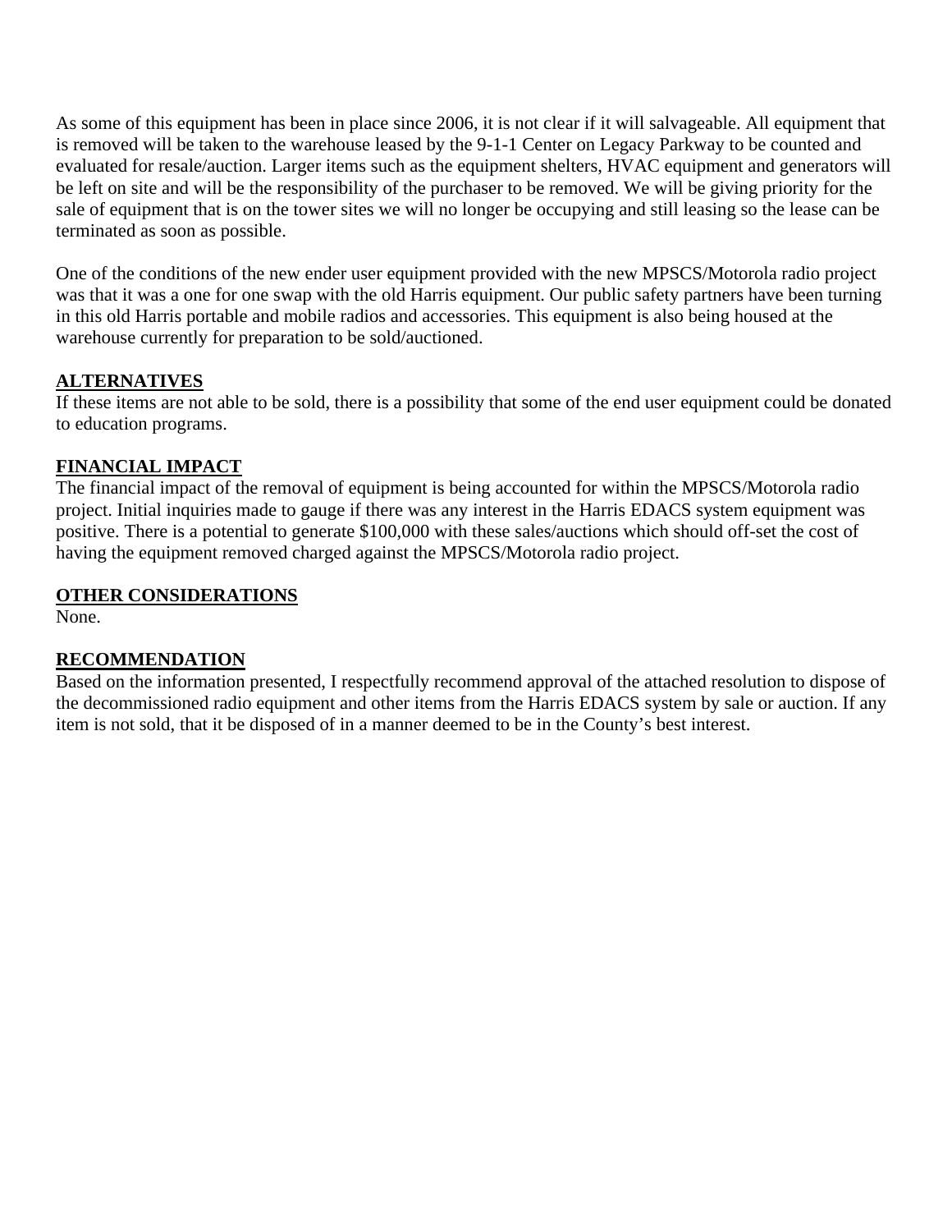As some of this equipment has been in place since 2006, it is not clear if it will salvageable. All equipment that is removed will be taken to the warehouse leased by the 9-1-1 Center on Legacy Parkway to be counted and evaluated for resale/auction. Larger items such as the equipment shelters, HVAC equipment and generators will be left on site and will be the responsibility of the purchaser to be removed. We will be giving priority for the sale of equipment that is on the tower sites we will no longer be occupying and still leasing so the lease can be terminated as soon as possible.

One of the conditions of the new ender user equipment provided with the new MPSCS/Motorola radio project was that it was a one for one swap with the old Harris equipment. Our public safety partners have been turning in this old Harris portable and mobile radios and accessories. This equipment is also being housed at the warehouse currently for preparation to be sold/auctioned.

**ALTERNATIVES**
If these items are not able to be sold, there is a possibility that some of the end user equipment could be donated to education programs.

**FINANCIAL IMPACT**
The financial impact of the removal of equipment is being accounted for within the MPSCS/Motorola radio project. Initial inquiries made to gauge if there was any interest in the Harris EDACS system equipment was positive. There is a potential to generate $100,000 with these sales/auctions which should off-set the cost of having the equipment removed charged against the MPSCS/Motorola radio project.

**OTHER CONSIDERATIONS**
None.

**RECOMMENDATION**
Based on the information presented, I respectfully recommend approval of the attached resolution to dispose of the decommissioned radio equipment and other items from the Harris EDACS system by sale or auction. If any item is not sold, that it be disposed of in a manner deemed to be in the County's best interest.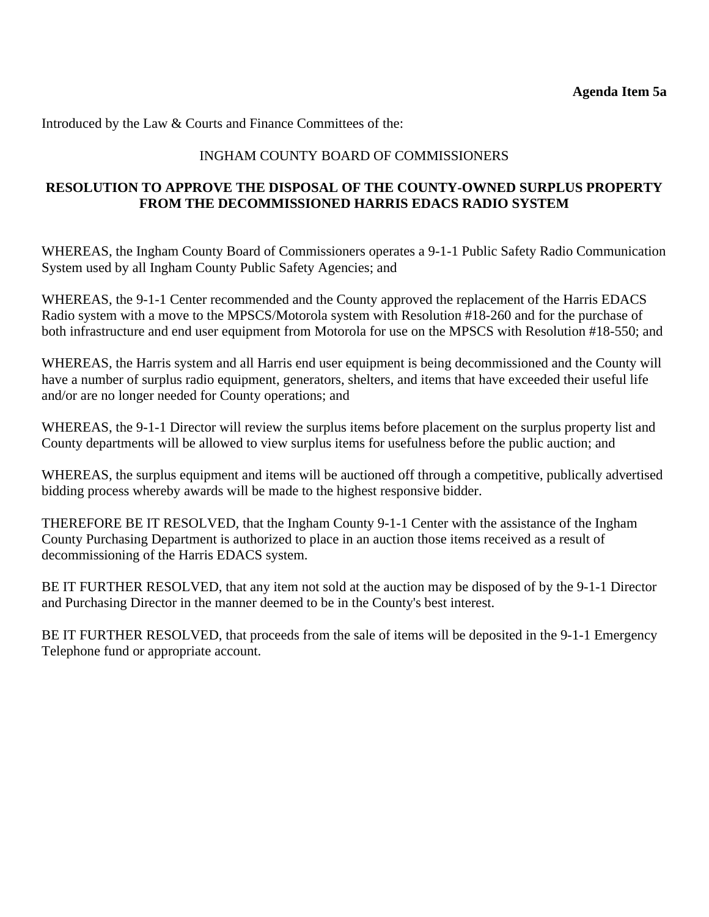**Agenda Item 5a**

Introduced by the Law & Courts and Finance Committees of the:

INGHAM COUNTY BOARD OF COMMISSIONERS

**RESOLUTION TO APPROVE THE DISPOSAL OF THE COUNTY-OWNED SURPLUS PROPERTY FROM THE DECOMMISSIONED HARRIS EDACS RADIO SYSTEM**

WHEREAS, the Ingham County Board of Commissioners operates a 9-1-1 Public Safety Radio Communication System used by all Ingham County Public Safety Agencies; and

WHEREAS, the 9-1-1 Center recommended and the County approved the replacement of the Harris EDACS Radio system with a move to the MPSCS/Motorola system with Resolution #18-260 and for the purchase of both infrastructure and end user equipment from Motorola for use on the MPSCS with Resolution #18-550; and

WHEREAS, the Harris system and all Harris end user equipment is being decommissioned and the County will have a number of surplus radio equipment, generators, shelters, and items that have exceeded their useful life and/or are no longer needed for County operations; and

WHEREAS, the 9-1-1 Director will review the surplus items before placement on the surplus property list and County departments will be allowed to view surplus items for usefulness before the public auction; and

WHEREAS, the surplus equipment and items will be auctioned off through a competitive, publically advertised bidding process whereby awards will be made to the highest responsive bidder.

THEREFORE BE IT RESOLVED, that the Ingham County 9-1-1 Center with the assistance of the Ingham County Purchasing Department is authorized to place in an auction those items received as a result of decommissioning of the Harris EDACS system.

BE IT FURTHER RESOLVED, that any item not sold at the auction may be disposed of by the 9-1-1 Director and Purchasing Director in the manner deemed to be in the County's best interest.

BE IT FURTHER RESOLVED, that proceeds from the sale of items will be deposited in the 9-1-1 Emergency Telephone fund or appropriate account.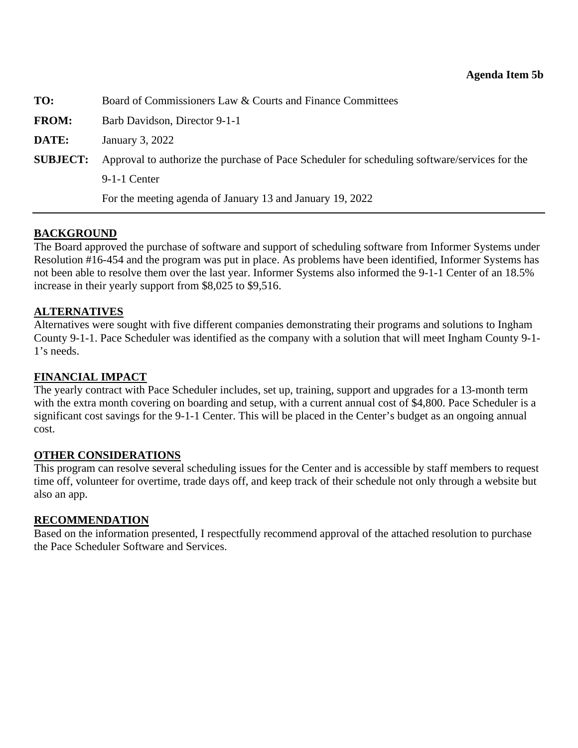**Agenda Item 5b**

**TO:** Board of Commissioners Law & Courts and Finance Committees

**FROM:** Barb Davidson, Director 9-1-1

**DATE:** January 3, 2022

**SUBJECT:** Approval to authorize the purchase of Pace Scheduler for scheduling software/services for the 9-1-1 Center

For the meeting agenda of January 13 and January 19, 2022

---

## BACKGROUND

The Board approved the purchase of software and support of scheduling software from Informer Systems under Resolution #16-454 and the program was put in place. As problems have been identified, Informer Systems has not been able to resolve them over the last year. Informer Systems also informed the 9-1-1 Center of an 18.5% increase in their yearly support from $8,025 to $9,516.

## ALTERNATIVES

Alternatives were sought with five different companies demonstrating their programs and solutions to Ingham County 9-1-1. Pace Scheduler was identified as the company with a solution that will meet Ingham County 9-1-1's needs.

## FINANCIAL IMPACT

The yearly contract with Pace Scheduler includes, set up, training, support and upgrades for a 13-month term with the extra month covering on boarding and setup, with a current annual cost of $4,800. Pace Scheduler is a significant cost savings for the 9-1-1 Center. This will be placed in the Center's budget as an ongoing annual cost.

## OTHER CONSIDERATIONS

This program can resolve several scheduling issues for the Center and is accessible by staff members to request time off, volunteer for overtime, trade days off, and keep track of their schedule not only through a website but also an app.

## RECOMMENDATION

Based on the information presented, I respectfully recommend approval of the attached resolution to purchase the Pace Scheduler Software and Services.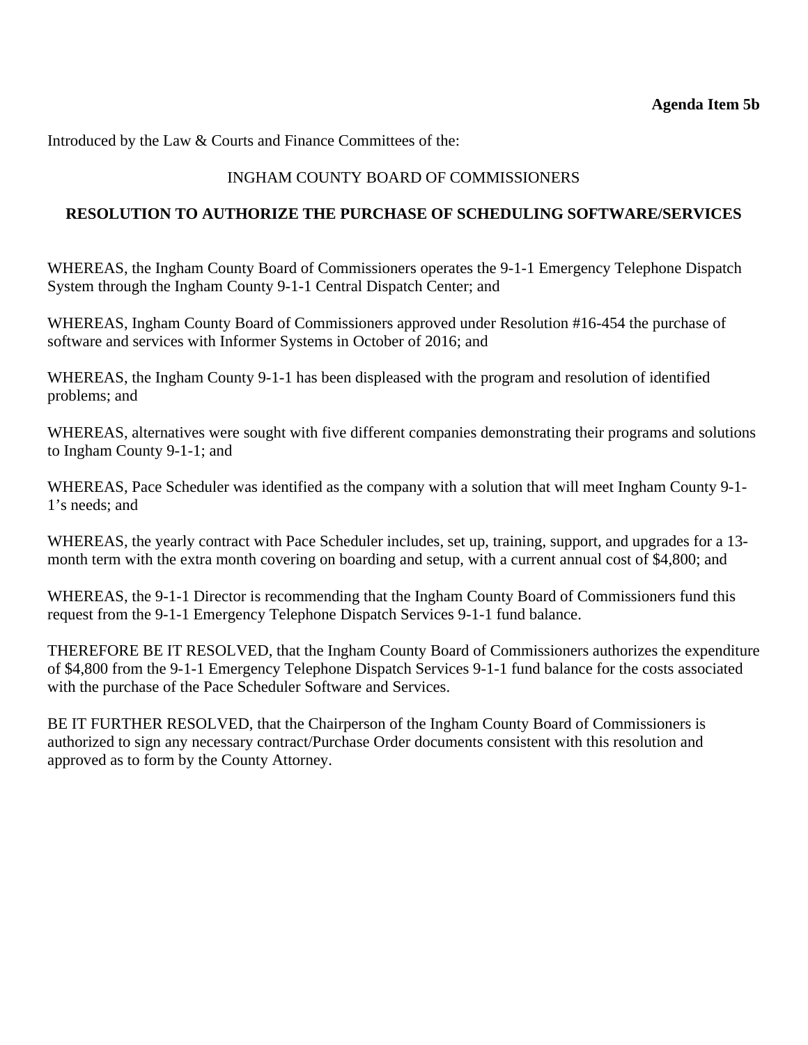**Agenda Item 5b**

Introduced by the Law & Courts and Finance Committees of the:

INGHAM COUNTY BOARD OF COMMISSIONERS

**RESOLUTION TO AUTHORIZE THE PURCHASE OF SCHEDULING SOFTWARE/SERVICES**

WHEREAS, the Ingham County Board of Commissioners operates the 9-1-1 Emergency Telephone Dispatch System through the Ingham County 9-1-1 Central Dispatch Center; and

WHEREAS, Ingham County Board of Commissioners approved under Resolution #16-454 the purchase of software and services with Informer Systems in October of 2016; and

WHEREAS, the Ingham County 9-1-1 has been displeased with the program and resolution of identified problems; and

WHEREAS, alternatives were sought with five different companies demonstrating their programs and solutions to Ingham County 9-1-1; and

WHEREAS, Pace Scheduler was identified as the company with a solution that will meet Ingham County 9-1-1's needs; and

WHEREAS, the yearly contract with Pace Scheduler includes, set up, training, support, and upgrades for a 13-month term with the extra month covering on boarding and setup, with a current annual cost of $4,800; and

WHEREAS, the 9-1-1 Director is recommending that the Ingham County Board of Commissioners fund this request from the 9-1-1 Emergency Telephone Dispatch Services 9-1-1 fund balance.

THEREFORE BE IT RESOLVED, that the Ingham County Board of Commissioners authorizes the expenditure of $4,800 from the 9-1-1 Emergency Telephone Dispatch Services 9-1-1 fund balance for the costs associated with the purchase of the Pace Scheduler Software and Services.

BE IT FURTHER RESOLVED, that the Chairperson of the Ingham County Board of Commissioners is authorized to sign any necessary contract/Purchase Order documents consistent with this resolution and approved as to form by the County Attorney.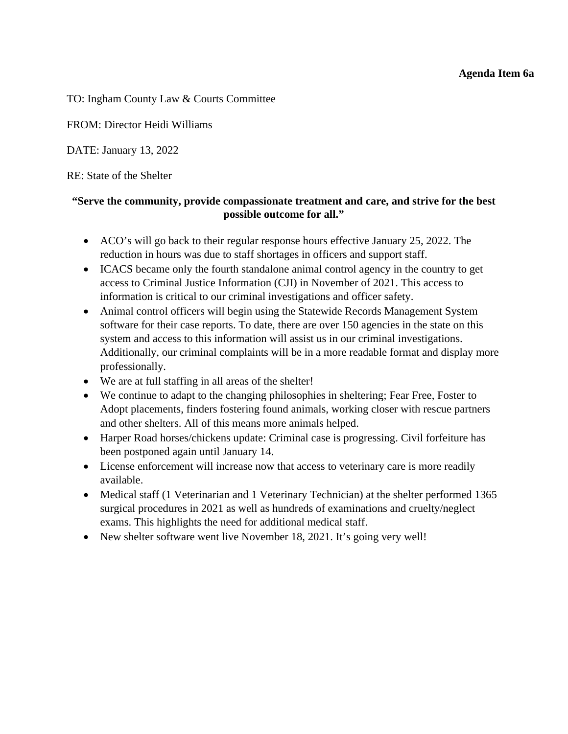**Agenda Item 6a**

TO: Ingham County Law & Courts Committee

FROM: Director Heidi Williams

DATE: January 13, 2022

RE: State of the Shelter

**"Serve the community, provide compassionate treatment and care, and strive for the best possible outcome for all."**

- ACO's will go back to their regular response hours effective January 25, 2022. The reduction in hours was due to staff shortages in officers and support staff.
- ICACS became only the fourth standalone animal control agency in the country to get access to Criminal Justice Information (CJI) in November of 2021. This access to information is critical to our criminal investigations and officer safety.
- Animal control officers will begin using the Statewide Records Management System software for their case reports. To date, there are over 150 agencies in the state on this system and access to this information will assist us in our criminal investigations. Additionally, our criminal complaints will be in a more readable format and display more professionally.
- We are at full staffing in all areas of the shelter!
- We continue to adapt to the changing philosophies in sheltering; Fear Free, Foster to Adopt placements, finders fostering found animals, working closer with rescue partners and other shelters. All of this means more animals helped.
- Harper Road horses/chickens update: Criminal case is progressing. Civil forfeiture has been postponed again until January 14.
- License enforcement will increase now that access to veterinary care is more readily available.
- Medical staff (1 Veterinarian and 1 Veterinary Technician) at the shelter performed 1365 surgical procedures in 2021 as well as hundreds of examinations and cruelty/neglect exams. This highlights the need for additional medical staff.
- New shelter software went live November 18, 2021. It's going very well!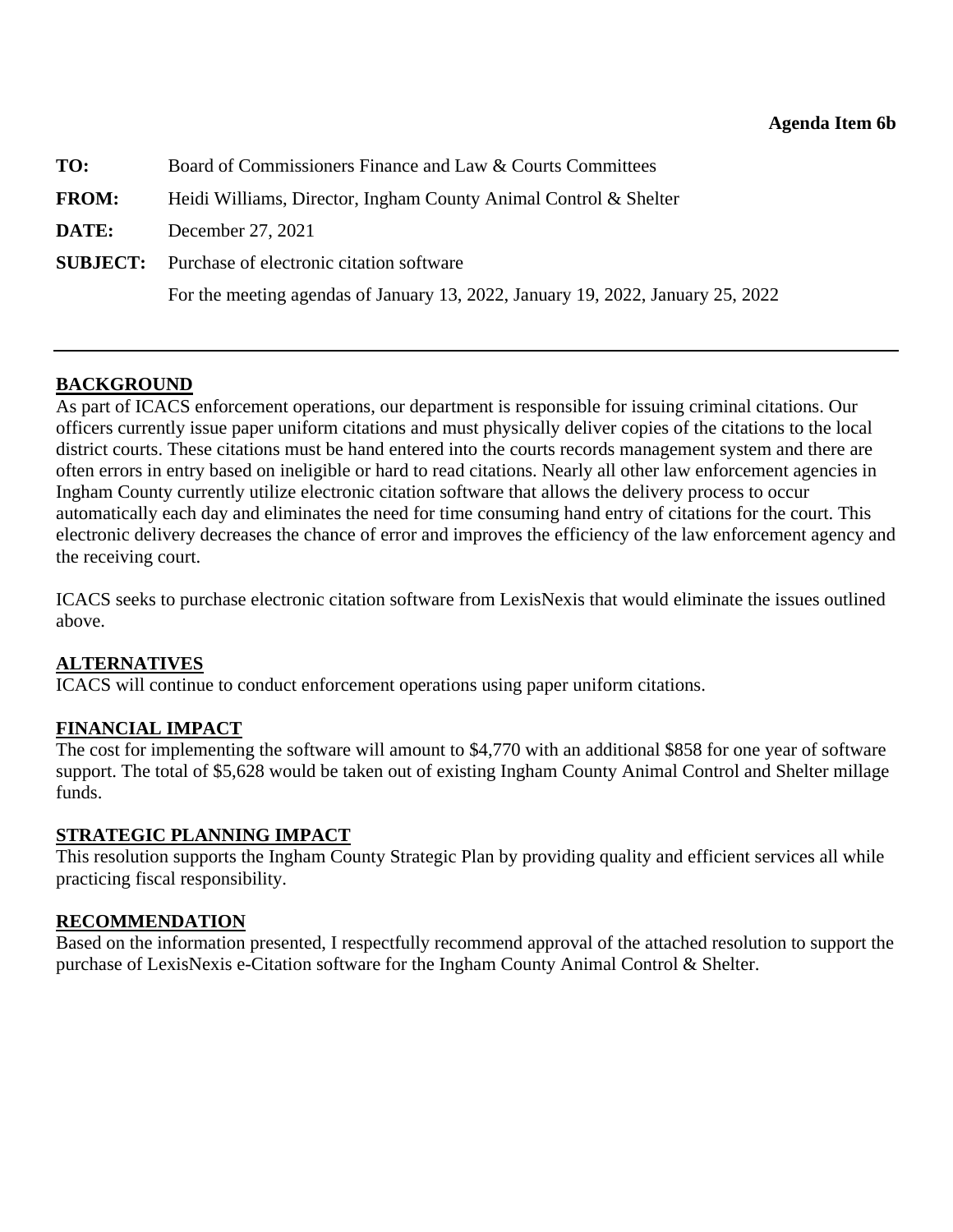**Agenda Item 6b**

**TO:** Board of Commissioners Finance and Law & Courts Committees

**FROM:** Heidi Williams, Director, Ingham County Animal Control & Shelter

**DATE:** December 27, 2021

**SUBJECT:** Purchase of electronic citation software

For the meeting agendas of January 13, 2022, January 19, 2022, January 25, 2022

---

## BACKGROUND

As part of ICACS enforcement operations, our department is responsible for issuing criminal citations. Our officers currently issue paper uniform citations and must physically deliver copies of the citations to the local district courts. These citations must be hand entered into the courts records management system and there are often errors in entry based on ineligible or hard to read citations. Nearly all other law enforcement agencies in Ingham County currently utilize electronic citation software that allows the delivery process to occur automatically each day and eliminates the need for time consuming hand entry of citations for the court. This electronic delivery decreases the chance of error and improves the efficiency of the law enforcement agency and the receiving court.

ICACS seeks to purchase electronic citation software from LexisNexis that would eliminate the issues outlined above.

## ALTERNATIVES

ICACS will continue to conduct enforcement operations using paper uniform citations.

## FINANCIAL IMPACT

The cost for implementing the software will amount to $4,770 with an additional $858 for one year of software support. The total of $5,628 would be taken out of existing Ingham County Animal Control and Shelter millage funds.

## STRATEGIC PLANNING IMPACT

This resolution supports the Ingham County Strategic Plan by providing quality and efficient services all while practicing fiscal responsibility.

## RECOMMENDATION

Based on the information presented, I respectfully recommend approval of the attached resolution to support the purchase of LexisNexis e-Citation software for the Ingham County Animal Control & Shelter.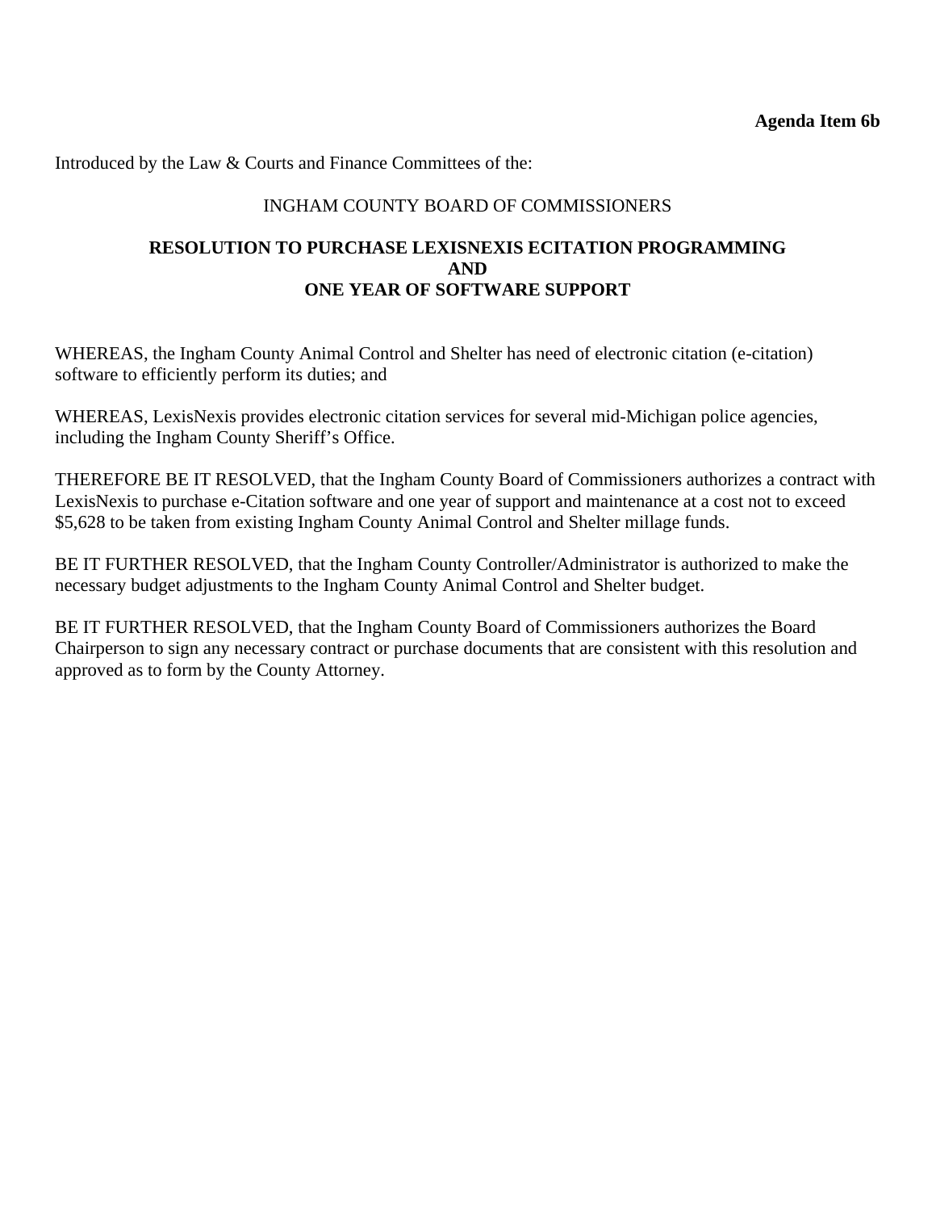**Agenda Item 6b**

Introduced by the Law & Courts and Finance Committees of the:

INGHAM COUNTY BOARD OF COMMISSIONERS

**RESOLUTION TO PURCHASE LEXISNEXIS ECITATION PROGRAMMING AND ONE YEAR OF SOFTWARE SUPPORT**

WHEREAS, the Ingham County Animal Control and Shelter has need of electronic citation (e-citation) software to efficiently perform its duties; and

WHEREAS, LexisNexis provides electronic citation services for several mid-Michigan police agencies, including the Ingham County Sheriff's Office.

THEREFORE BE IT RESOLVED, that the Ingham County Board of Commissioners authorizes a contract with LexisNexis to purchase e-Citation software and one year of support and maintenance at a cost not to exceed $5,628 to be taken from existing Ingham County Animal Control and Shelter millage funds.

BE IT FURTHER RESOLVED, that the Ingham County Controller/Administrator is authorized to make the necessary budget adjustments to the Ingham County Animal Control and Shelter budget.

BE IT FURTHER RESOLVED, that the Ingham County Board of Commissioners authorizes the Board Chairperson to sign any necessary contract or purchase documents that are consistent with this resolution and approved as to form by the County Attorney.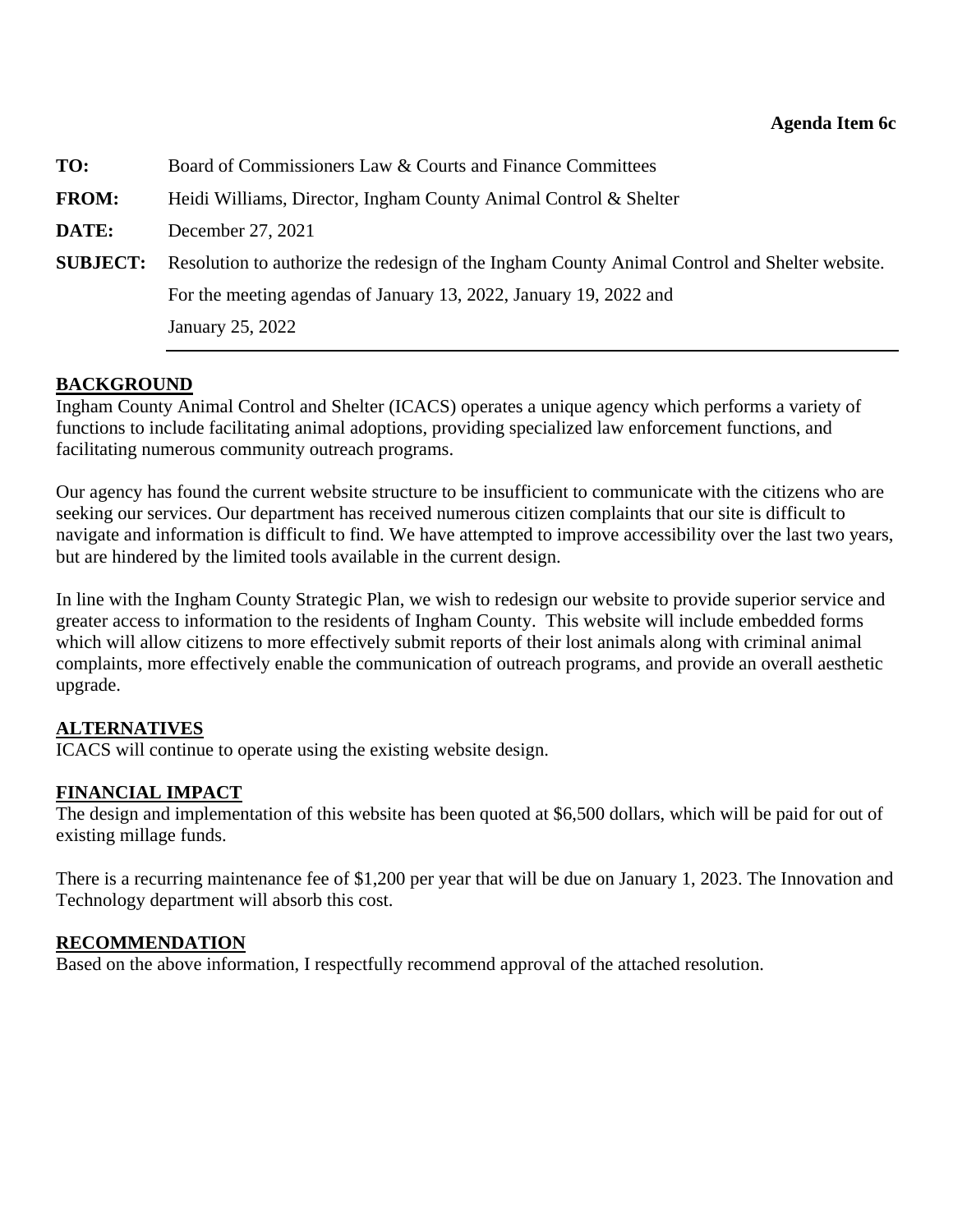**Agenda Item 6c**

**TO:** Board of Commissioners Law & Courts and Finance Committees

**FROM:** Heidi Williams, Director, Ingham County Animal Control & Shelter

**DATE:** December 27, 2021

**SUBJECT:** Resolution to authorize the redesign of the Ingham County Animal Control and Shelter website. For the meeting agendas of January 13, 2022, January 19, 2022 and January 25, 2022

---

## BACKGROUND

Ingham County Animal Control and Shelter (ICACS) operates a unique agency which performs a variety of functions to include facilitating animal adoptions, providing specialized law enforcement functions, and facilitating numerous community outreach programs.

Our agency has found the current website structure to be insufficient to communicate with the citizens who are seeking our services. Our department has received numerous citizen complaints that our site is difficult to navigate and information is difficult to find. We have attempted to improve accessibility over the last two years, but are hindered by the limited tools available in the current design.

In line with the Ingham County Strategic Plan, we wish to redesign our website to provide superior service and greater access to information to the residents of Ingham County. This website will include embedded forms which will allow citizens to more effectively submit reports of their lost animals along with criminal animal complaints, more effectively enable the communication of outreach programs, and provide an overall aesthetic upgrade.

## ALTERNATIVES

ICACS will continue to operate using the existing website design.

## FINANCIAL IMPACT

The design and implementation of this website has been quoted at $6,500 dollars, which will be paid for out of existing millage funds.

There is a recurring maintenance fee of $1,200 per year that will be due on January 1, 2023. The Innovation and Technology department will absorb this cost.

## RECOMMENDATION

Based on the above information, I respectfully recommend approval of the attached resolution.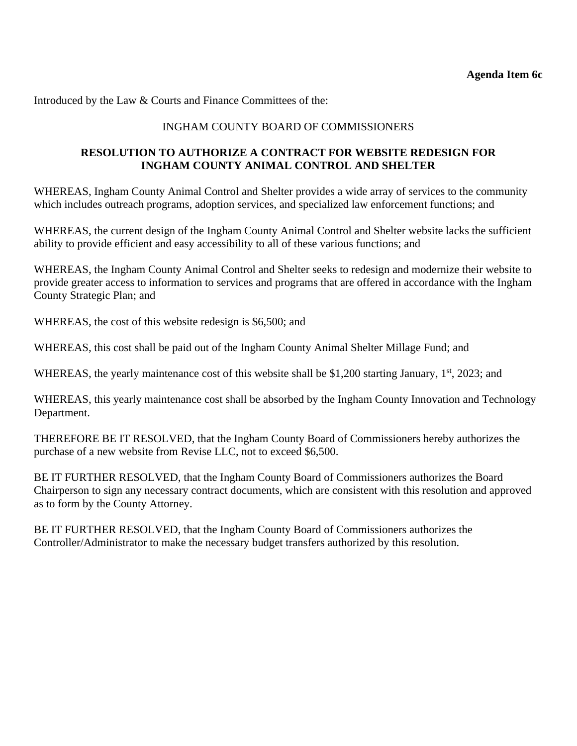**Agenda Item 6c**

Introduced by the Law & Courts and Finance Committees of the:

INGHAM COUNTY BOARD OF COMMISSIONERS

**RESOLUTION TO AUTHORIZE A CONTRACT FOR WEBSITE REDESIGN FOR INGHAM COUNTY ANIMAL CONTROL AND SHELTER**

WHEREAS, Ingham County Animal Control and Shelter provides a wide array of services to the community which includes outreach programs, adoption services, and specialized law enforcement functions; and

WHEREAS, the current design of the Ingham County Animal Control and Shelter website lacks the sufficient ability to provide efficient and easy accessibility to all of these various functions; and

WHEREAS, the Ingham County Animal Control and Shelter seeks to redesign and modernize their website to provide greater access to information to services and programs that are offered in accordance with the Ingham County Strategic Plan; and

WHEREAS, the cost of this website redesign is $6,500; and

WHEREAS, this cost shall be paid out of the Ingham County Animal Shelter Millage Fund; and

WHEREAS, the yearly maintenance cost of this website shall be $1,200 starting January, 1st, 2023; and

WHEREAS, this yearly maintenance cost shall be absorbed by the Ingham County Innovation and Technology Department.

THEREFORE BE IT RESOLVED, that the Ingham County Board of Commissioners hereby authorizes the purchase of a new website from Revise LLC, not to exceed $6,500.

BE IT FURTHER RESOLVED, that the Ingham County Board of Commissioners authorizes the Board Chairperson to sign any necessary contract documents, which are consistent with this resolution and approved as to form by the County Attorney.

BE IT FURTHER RESOLVED, that the Ingham County Board of Commissioners authorizes the Controller/Administrator to make the necessary budget transfers authorized by this resolution.